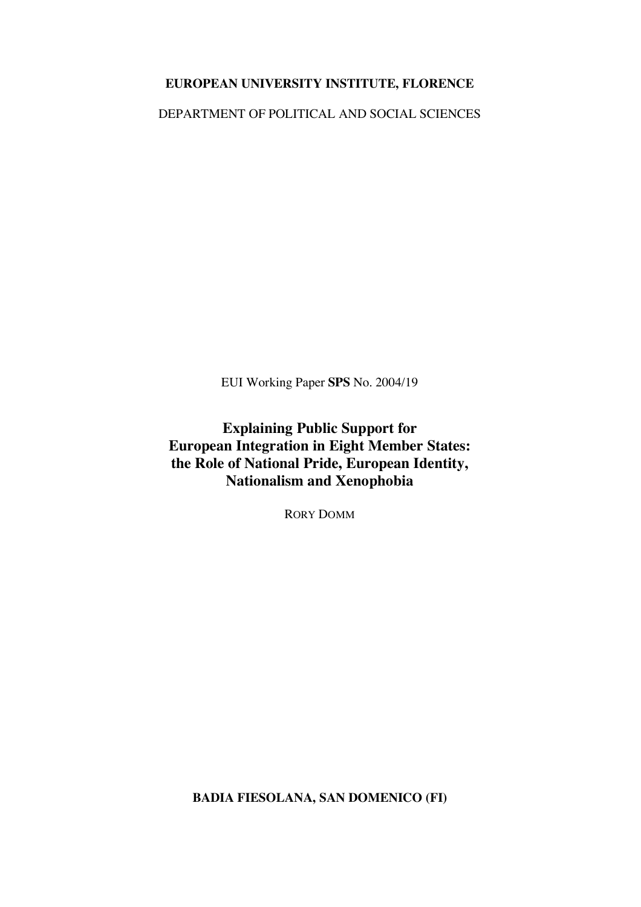**EUROPEAN UNIVERSITY INSTITUTE, FLORENCE**

DEPARTMENT OF POLITICAL AND SOCIAL SCIENCES

EUI Working Paper **SPS** No. 2004/19

# Explaining Public Support for European Integration in Eight Member States: the Role of National Pride, European Identity, Nationalism and Xenophobia

RORY DOMM

**BADIA FIESOLANA, SAN DOMENICO (FI)**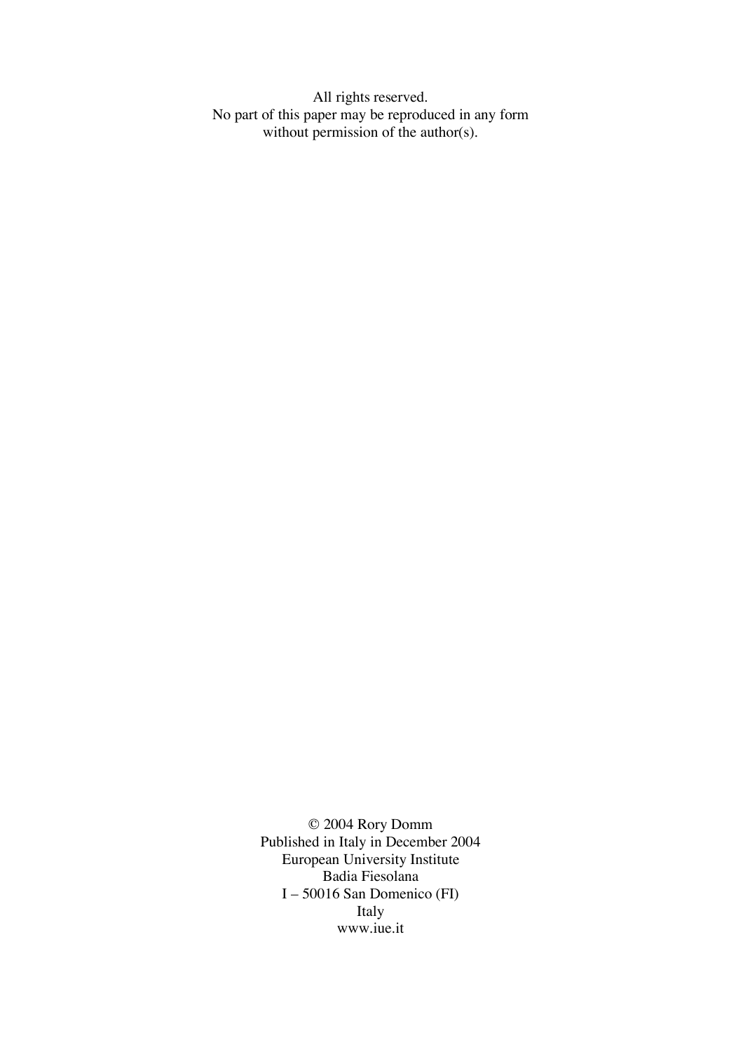All rights reserved.
No part of this paper may be reproduced in any form
without permission of the author(s).

© 2004 Rory Domm
Published in Italy in December 2004
European University Institute
Badia Fiesolana
I – 50016 San Domenico (FI)
Italy
www.iue.it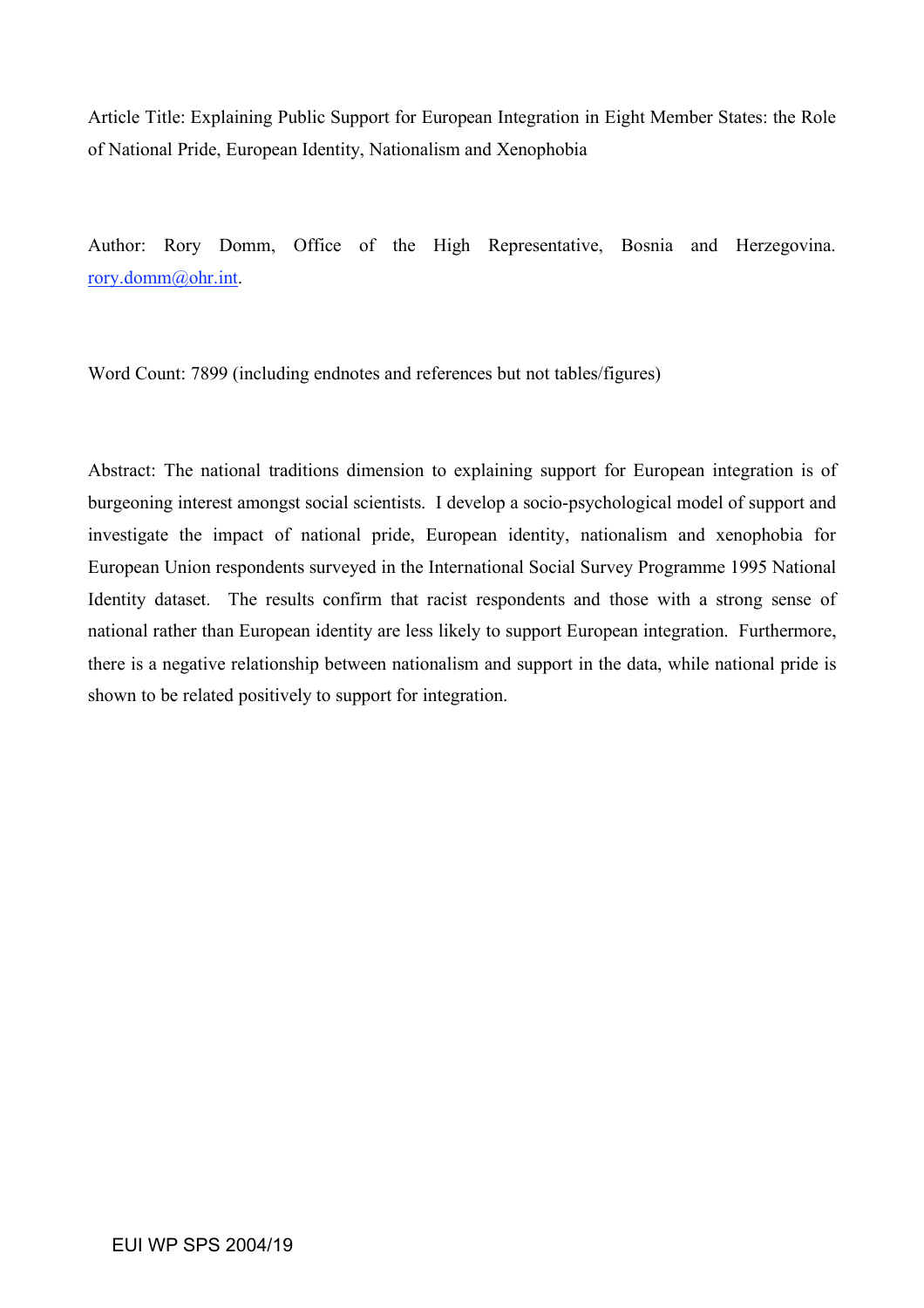Article Title: Explaining Public Support for European Integration in Eight Member States: the Role of National Pride, European Identity, Nationalism and Xenophobia

Author: Rory Domm, Office of the High Representative, Bosnia and Herzegovina. rory.domm@ohr.int.

Word Count: 7899 (including endnotes and references but not tables/figures)

Abstract: The national traditions dimension to explaining support for European integration is of burgeoning interest amongst social scientists. I develop a socio-psychological model of support and investigate the impact of national pride, European identity, nationalism and xenophobia for European Union respondents surveyed in the International Social Survey Programme 1995 National Identity dataset. The results confirm that racist respondents and those with a strong sense of national rather than European identity are less likely to support European integration. Furthermore, there is a negative relationship between nationalism and support in the data, while national pride is shown to be related positively to support for integration.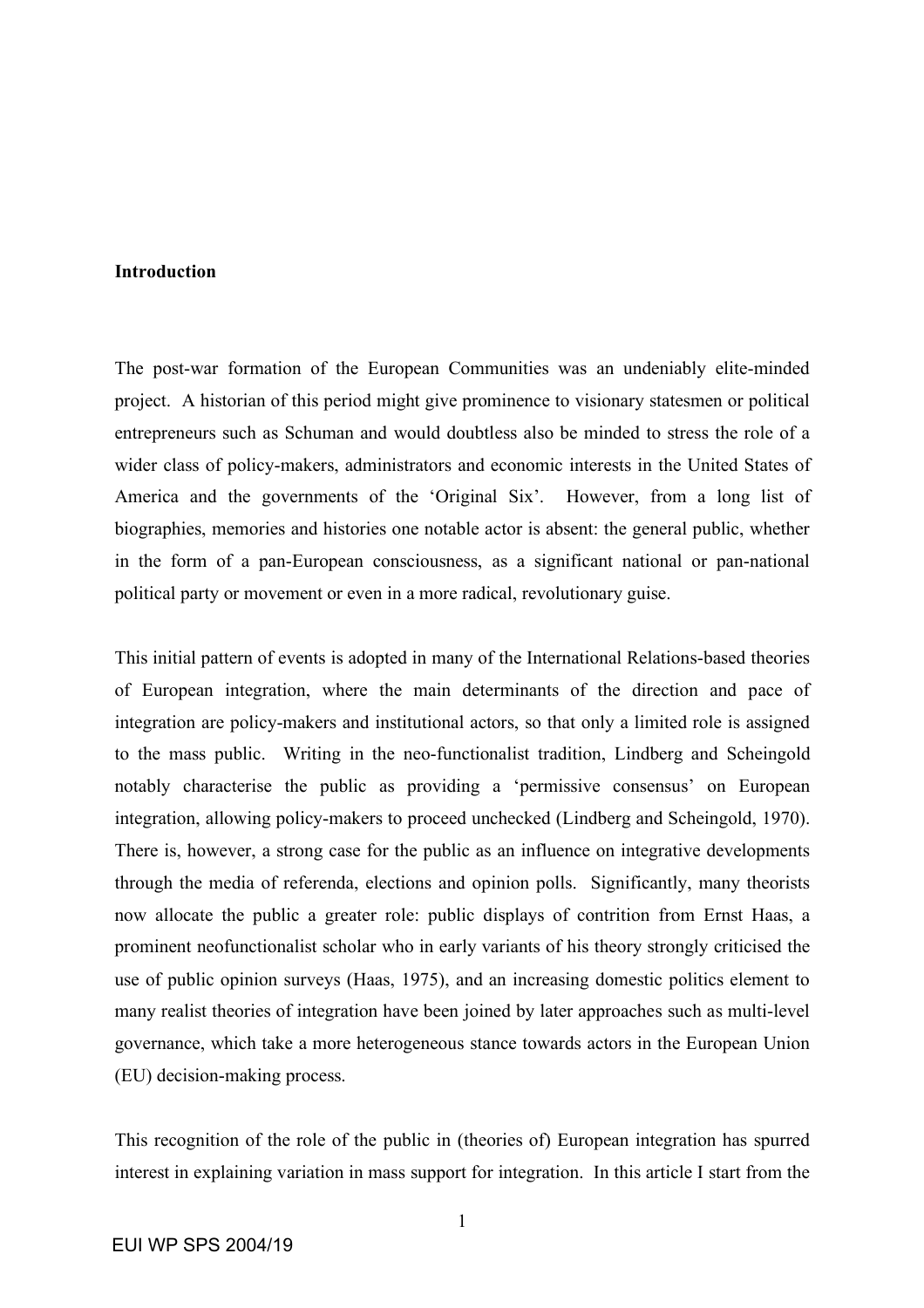**Introduction**

The post-war formation of the European Communities was an undeniably elite-minded project. A historian of this period might give prominence to visionary statesmen or political entrepreneurs such as Schuman and would doubtless also be minded to stress the role of a wider class of policy-makers, administrators and economic interests in the United States of America and the governments of the 'Original Six'. However, from a long list of biographies, memories and histories one notable actor is absent: the general public, whether in the form of a pan-European consciousness, as a significant national or pan-national political party or movement or even in a more radical, revolutionary guise.

This initial pattern of events is adopted in many of the International Relations-based theories of European integration, where the main determinants of the direction and pace of integration are policy-makers and institutional actors, so that only a limited role is assigned to the mass public. Writing in the neo-functionalist tradition, Lindberg and Scheingold notably characterise the public as providing a 'permissive consensus' on European integration, allowing policy-makers to proceed unchecked (Lindberg and Scheingold, 1970). There is, however, a strong case for the public as an influence on integrative developments through the media of referenda, elections and opinion polls. Significantly, many theorists now allocate the public a greater role: public displays of contrition from Ernst Haas, a prominent neofunctionalist scholar who in early variants of his theory strongly criticised the use of public opinion surveys (Haas, 1975), and an increasing domestic politics element to many realist theories of integration have been joined by later approaches such as multi-level governance, which take a more heterogeneous stance towards actors in the European Union (EU) decision-making process.

This recognition of the role of the public in (theories of) European integration has spurred interest in explaining variation in mass support for integration. In this article I start from the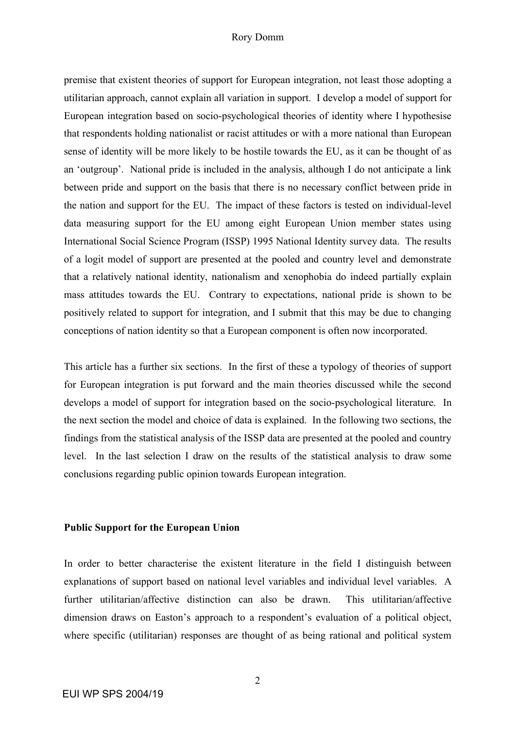premise that existent theories of support for European integration, not least those adopting a utilitarian approach, cannot explain all variation in support. I develop a model of support for European integration based on socio-psychological theories of identity where I hypothesise that respondents holding nationalist or racist attitudes or with a more national than European sense of identity will be more likely to be hostile towards the EU, as it can be thought of as an 'outgroup'. National pride is included in the analysis, although I do not anticipate a link between pride and support on the basis that there is no necessary conflict between pride in the nation and support for the EU. The impact of these factors is tested on individual-level data measuring support for the EU among eight European Union member states using International Social Science Program (ISSP) 1995 National Identity survey data. The results of a logit model of support are presented at the pooled and country level and demonstrate that a relatively national identity, nationalism and xenophobia do indeed partially explain mass attitudes towards the EU. Contrary to expectations, national pride is shown to be positively related to support for integration, and I submit that this may be due to changing conceptions of nation identity so that a European component is often now incorporated.

This article has a further six sections. In the first of these a typology of theories of support for European integration is put forward and the main theories discussed while the second develops a model of support for integration based on the socio-psychological literature. In the next section the model and choice of data is explained. In the following two sections, the findings from the statistical analysis of the ISSP data are presented at the pooled and country level. In the last selection I draw on the results of the statistical analysis to draw some conclusions regarding public opinion towards European integration.

## Public Support for the European Union

In order to better characterise the existent literature in the field I distinguish between explanations of support based on national level variables and individual level variables. A further utilitarian/affective distinction can also be drawn. This utilitarian/affective dimension draws on Easton's approach to a respondent's evaluation of a political object, where specific (utilitarian) responses are thought of as being rational and political system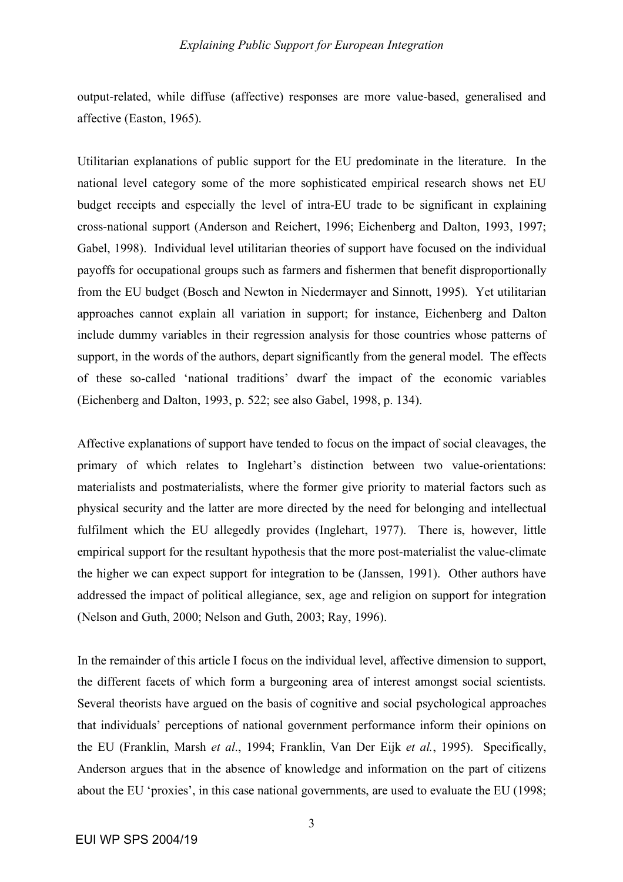output-related, while diffuse (affective) responses are more value-based, generalised and affective (Easton, 1965).

Utilitarian explanations of public support for the EU predominate in the literature. In the national level category some of the more sophisticated empirical research shows net EU budget receipts and especially the level of intra-EU trade to be significant in explaining cross-national support (Anderson and Reichert, 1996; Eichenberg and Dalton, 1993, 1997; Gabel, 1998). Individual level utilitarian theories of support have focused on the individual payoffs for occupational groups such as farmers and fishermen that benefit disproportionally from the EU budget (Bosch and Newton in Niedermayer and Sinnott, 1995). Yet utilitarian approaches cannot explain all variation in support; for instance, Eichenberg and Dalton include dummy variables in their regression analysis for those countries whose patterns of support, in the words of the authors, depart significantly from the general model. The effects of these so-called 'national traditions' dwarf the impact of the economic variables (Eichenberg and Dalton, 1993, p. 522; see also Gabel, 1998, p. 134).

Affective explanations of support have tended to focus on the impact of social cleavages, the primary of which relates to Inglehart's distinction between two value-orientations: materialists and postmaterialists, where the former give priority to material factors such as physical security and the latter are more directed by the need for belonging and intellectual fulfilment which the EU allegedly provides (Inglehart, 1977). There is, however, little empirical support for the resultant hypothesis that the more post-materialist the value-climate the higher we can expect support for integration to be (Janssen, 1991). Other authors have addressed the impact of political allegiance, sex, age and religion on support for integration (Nelson and Guth, 2000; Nelson and Guth, 2003; Ray, 1996).

In the remainder of this article I focus on the individual level, affective dimension to support, the different facets of which form a burgeoning area of interest amongst social scientists. Several theorists have argued on the basis of cognitive and social psychological approaches that individuals' perceptions of national government performance inform their opinions on the EU (Franklin, Marsh *et al*., 1994; Franklin, Van Der Eijk *et al.*, 1995). Specifically, Anderson argues that in the absence of knowledge and information on the part of citizens about the EU 'proxies', in this case national governments, are used to evaluate the EU (1998;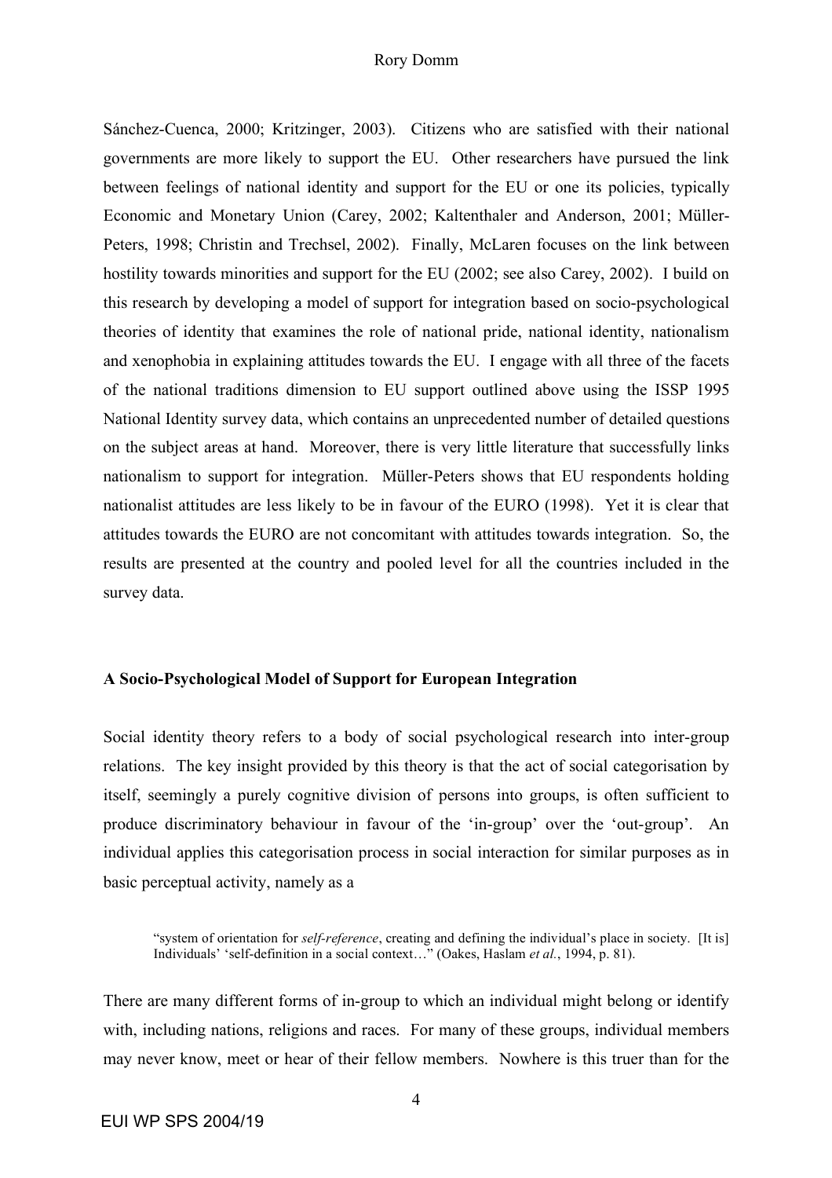Sánchez-Cuenca, 2000; Kritzinger, 2003). Citizens who are satisfied with their national governments are more likely to support the EU. Other researchers have pursued the link between feelings of national identity and support for the EU or one its policies, typically Economic and Monetary Union (Carey, 2002; Kaltenthaler and Anderson, 2001; Müller-Peters, 1998; Christin and Trechsel, 2002). Finally, McLaren focuses on the link between hostility towards minorities and support for the EU (2002; see also Carey, 2002). I build on this research by developing a model of support for integration based on socio-psychological theories of identity that examines the role of national pride, national identity, nationalism and xenophobia in explaining attitudes towards the EU. I engage with all three of the facets of the national traditions dimension to EU support outlined above using the ISSP 1995 National Identity survey data, which contains an unprecedented number of detailed questions on the subject areas at hand. Moreover, there is very little literature that successfully links nationalism to support for integration. Müller-Peters shows that EU respondents holding nationalist attitudes are less likely to be in favour of the EURO (1998). Yet it is clear that attitudes towards the EURO are not concomitant with attitudes towards integration. So, the results are presented at the country and pooled level for all the countries included in the survey data.

**A Socio-Psychological Model of Support for European Integration**

Social identity theory refers to a body of social psychological research into inter-group relations. The key insight provided by this theory is that the act of social categorisation by itself, seemingly a purely cognitive division of persons into groups, is often sufficient to produce discriminatory behaviour in favour of the 'in-group' over the 'out-group'. An individual applies this categorisation process in social interaction for similar purposes as in basic perceptual activity, namely as a

> "system of orientation for *self-reference*, creating and defining the individual's place in society. [It is] Individuals' 'self-definition in a social context…" (Oakes, Haslam *et al.*, 1994, p. 81).

There are many different forms of in-group to which an individual might belong or identify with, including nations, religions and races. For many of these groups, individual members may never know, meet or hear of their fellow members. Nowhere is this truer than for the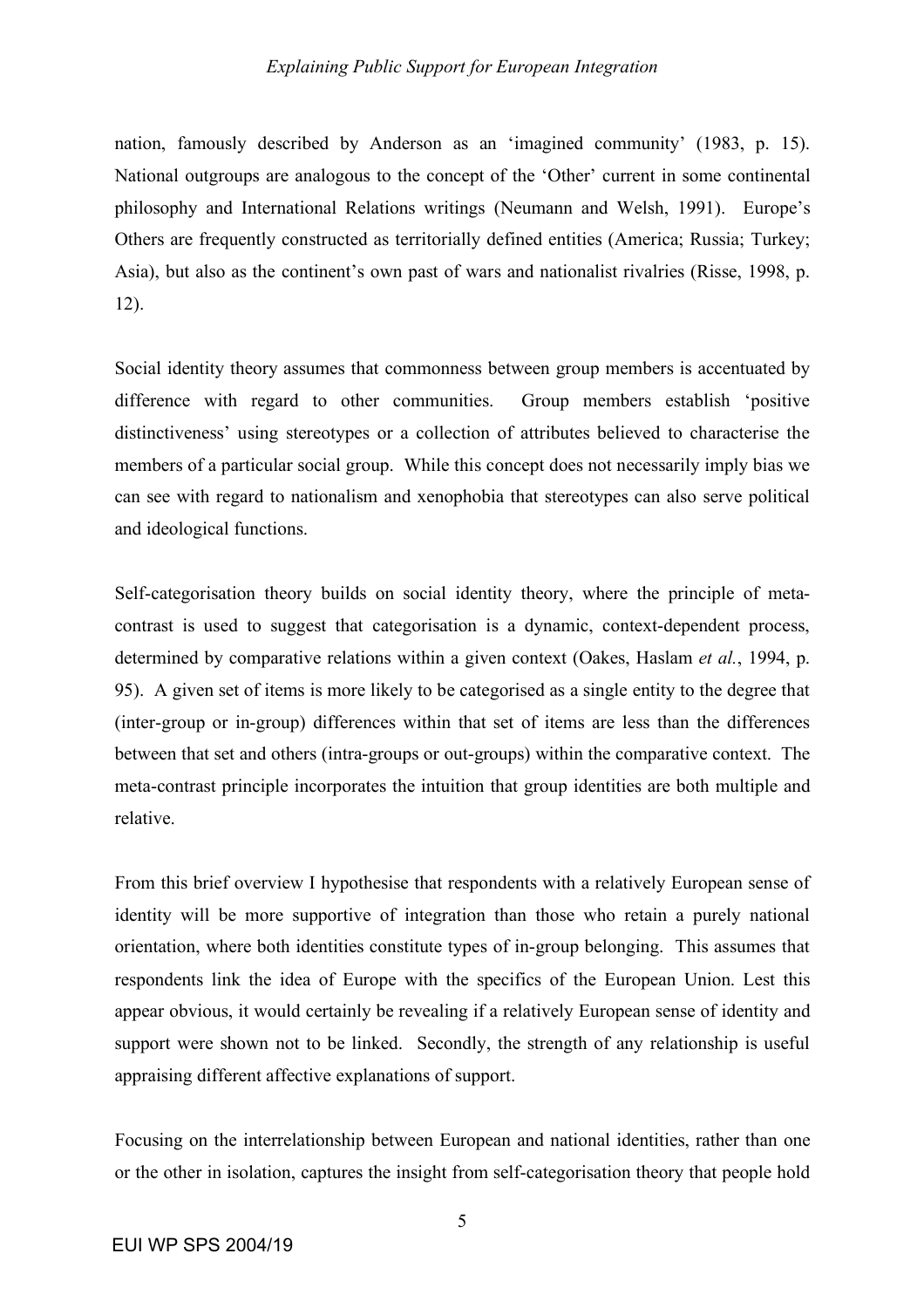nation, famously described by Anderson as an 'imagined community' (1983, p. 15). National outgroups are analogous to the concept of the 'Other' current in some continental philosophy and International Relations writings (Neumann and Welsh, 1991). Europe's Others are frequently constructed as territorially defined entities (America; Russia; Turkey; Asia), but also as the continent's own past of wars and nationalist rivalries (Risse, 1998, p. 12).

Social identity theory assumes that commonness between group members is accentuated by difference with regard to other communities. Group members establish 'positive distinctiveness' using stereotypes or a collection of attributes believed to characterise the members of a particular social group. While this concept does not necessarily imply bias we can see with regard to nationalism and xenophobia that stereotypes can also serve political and ideological functions.

Self-categorisation theory builds on social identity theory, where the principle of meta-contrast is used to suggest that categorisation is a dynamic, context-dependent process, determined by comparative relations within a given context (Oakes, Haslam *et al.*, 1994, p. 95). A given set of items is more likely to be categorised as a single entity to the degree that (inter-group or in-group) differences within that set of items are less than the differences between that set and others (intra-groups or out-groups) within the comparative context. The meta-contrast principle incorporates the intuition that group identities are both multiple and relative.

From this brief overview I hypothesise that respondents with a relatively European sense of identity will be more supportive of integration than those who retain a purely national orientation, where both identities constitute types of in-group belonging. This assumes that respondents link the idea of Europe with the specifics of the European Union. Lest this appear obvious, it would certainly be revealing if a relatively European sense of identity and support were shown not to be linked. Secondly, the strength of any relationship is useful appraising different affective explanations of support.

Focusing on the interrelationship between European and national identities, rather than one or the other in isolation, captures the insight from self-categorisation theory that people hold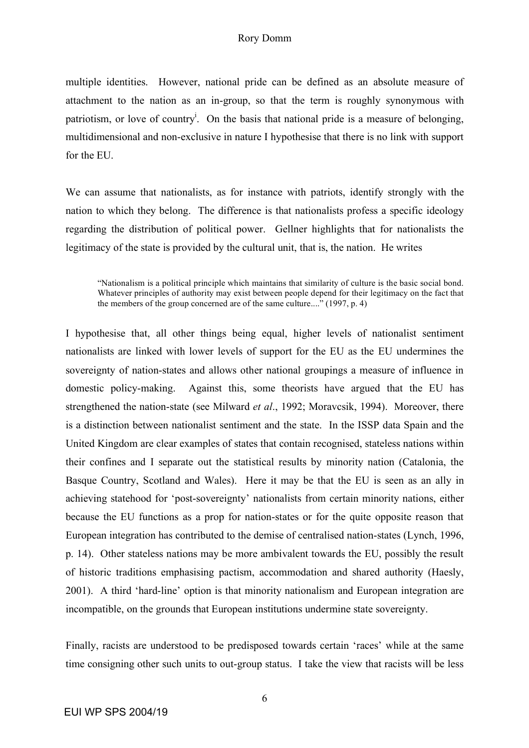multiple identities. However, national pride can be defined as an absolute measure of attachment to the nation as an in-group, so that the term is roughly synonymous with patriotism, or love of country[i]. On the basis that national pride is a measure of belonging, multidimensional and non-exclusive in nature I hypothesise that there is no link with support for the EU.

We can assume that nationalists, as for instance with patriots, identify strongly with the nation to which they belong. The difference is that nationalists profess a specific ideology regarding the distribution of political power. Gellner highlights that for nationalists the legitimacy of the state is provided by the cultural unit, that is, the nation. He writes

> "Nationalism is a political principle which maintains that similarity of culture is the basic social bond. Whatever principles of authority may exist between people depend for their legitimacy on the fact that the members of the group concerned are of the same culture...." (1997, p. 4)

I hypothesise that, all other things being equal, higher levels of nationalist sentiment nationalists are linked with lower levels of support for the EU as the EU undermines the sovereignty of nation-states and allows other national groupings a measure of influence in domestic policy-making. Against this, some theorists have argued that the EU has strengthened the nation-state (see Milward *et al*., 1992; Moravcsik, 1994). Moreover, there is a distinction between nationalist sentiment and the state. In the ISSP data Spain and the United Kingdom are clear examples of states that contain recognised, stateless nations within their confines and I separate out the statistical results by minority nation (Catalonia, the Basque Country, Scotland and Wales). Here it may be that the EU is seen as an ally in achieving statehood for 'post-sovereignty' nationalists from certain minority nations, either because the EU functions as a prop for nation-states or for the quite opposite reason that European integration has contributed to the demise of centralised nation-states (Lynch, 1996, p. 14). Other stateless nations may be more ambivalent towards the EU, possibly the result of historic traditions emphasising pactism, accommodation and shared authority (Haesly, 2001). A third 'hard-line' option is that minority nationalism and European integration are incompatible, on the grounds that European institutions undermine state sovereignty.

Finally, racists are understood to be predisposed towards certain 'races' while at the same time consigning other such units to out-group status. I take the view that racists will be less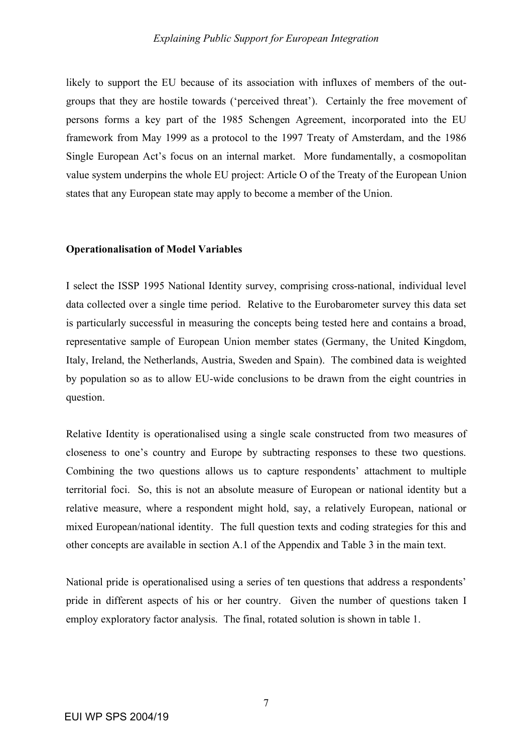likely to support the EU because of its association with influxes of members of the out-groups that they are hostile towards ('perceived threat'). Certainly the free movement of persons forms a key part of the 1985 Schengen Agreement, incorporated into the EU framework from May 1999 as a protocol to the 1997 Treaty of Amsterdam, and the 1986 Single European Act's focus on an internal market. More fundamentally, a cosmopolitan value system underpins the whole EU project: Article O of the Treaty of the European Union states that any European state may apply to become a member of the Union.

**Operationalisation of Model Variables**

I select the ISSP 1995 National Identity survey, comprising cross-national, individual level data collected over a single time period. Relative to the Eurobarometer survey this data set is particularly successful in measuring the concepts being tested here and contains a broad, representative sample of European Union member states (Germany, the United Kingdom, Italy, Ireland, the Netherlands, Austria, Sweden and Spain). The combined data is weighted by population so as to allow EU-wide conclusions to be drawn from the eight countries in question.

Relative Identity is operationalised using a single scale constructed from two measures of closeness to one's country and Europe by subtracting responses to these two questions. Combining the two questions allows us to capture respondents' attachment to multiple territorial foci. So, this is not an absolute measure of European or national identity but a relative measure, where a respondent might hold, say, a relatively European, national or mixed European/national identity. The full question texts and coding strategies for this and other concepts are available in section A.1 of the Appendix and Table 3 in the main text.

National pride is operationalised using a series of ten questions that address a respondents' pride in different aspects of his or her country. Given the number of questions taken I employ exploratory factor analysis. The final, rotated solution is shown in table 1.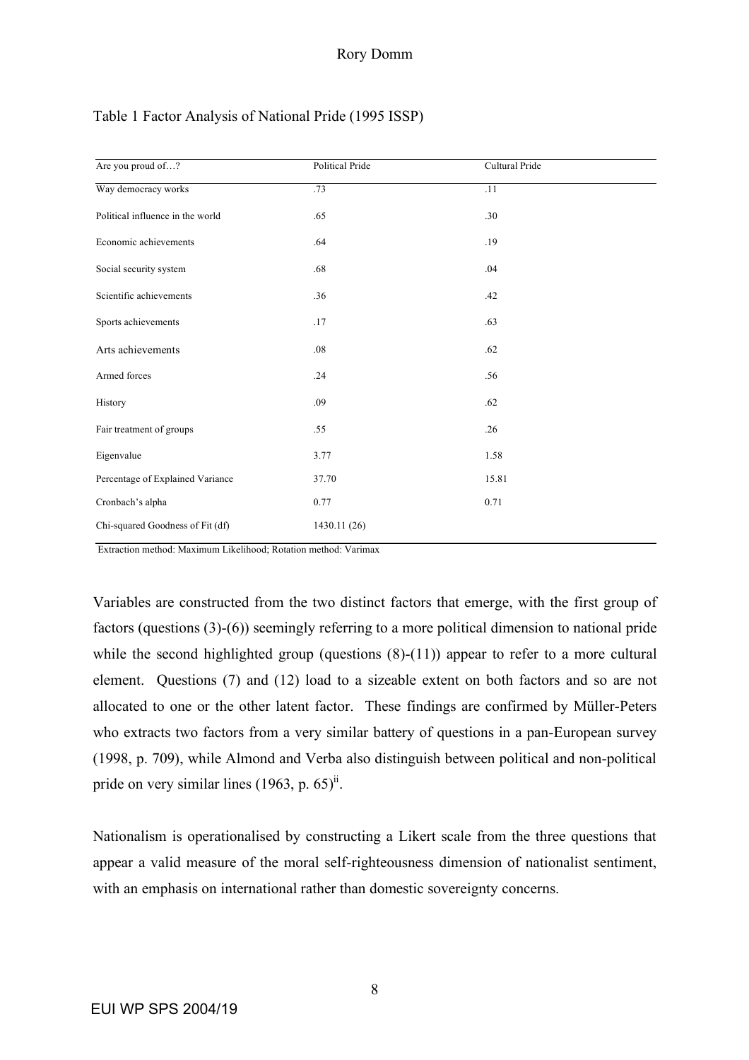Table 1 Factor Analysis of National Pride (1995 ISSP)

| Are you proud of…? | Political Pride | Cultural Pride |
|---|---|---|
| Way democracy works | .73 | .11 |
| Political influence in the world | .65 | .30 |
| Economic achievements | .64 | .19 |
| Social security system | .68 | .04 |
| Scientific achievements | .36 | .42 |
| Sports achievements | .17 | .63 |
| Arts achievements | .08 | .62 |
| Armed forces | .24 | .56 |
| History | .09 | .62 |
| Fair treatment of groups | .55 | .26 |
| Eigenvalue | 3.77 | 1.58 |
| Percentage of Explained Variance | 37.70 | 15.81 |
| Cronbach's alpha | 0.77 | 0.71 |
| Chi-squared Goodness of Fit (df) | 1430.11 (26) | |

Extraction method: Maximum Likelihood; Rotation method: Varimax

Variables are constructed from the two distinct factors that emerge, with the first group of factors (questions (3)-(6)) seemingly referring to a more political dimension to national pride while the second highlighted group (questions (8)-(11)) appear to refer to a more cultural element. Questions (7) and (12) load to a sizeable extent on both factors and so are not allocated to one or the other latent factor. These findings are confirmed by Müller-Peters who extracts two factors from a very similar battery of questions in a pan-European survey (1998, p. 709), while Almond and Verba also distinguish between political and non-political pride on very similar lines (1963, p. 65)[ii].

Nationalism is operationalised by constructing a Likert scale from the three questions that appear a valid measure of the moral self-righteousness dimension of nationalist sentiment, with an emphasis on international rather than domestic sovereignty concerns.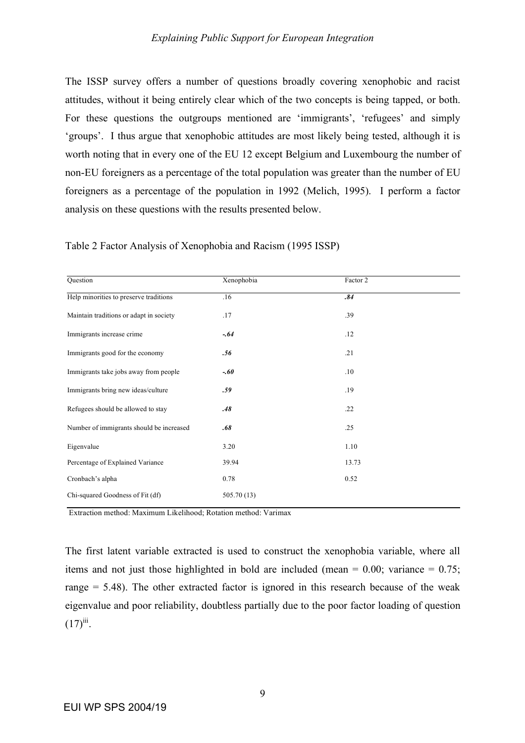The ISSP survey offers a number of questions broadly covering xenophobic and racist attitudes, without it being entirely clear which of the two concepts is being tapped, or both. For these questions the outgroups mentioned are 'immigrants', 'refugees' and simply 'groups'. I thus argue that xenophobic attitudes are most likely being tested, although it is worth noting that in every one of the EU 12 except Belgium and Luxembourg the number of non-EU foreigners as a percentage of the total population was greater than the number of EU foreigners as a percentage of the population in 1992 (Melich, 1995). I perform a factor analysis on these questions with the results presented below.

Table 2 Factor Analysis of Xenophobia and Racism (1995 ISSP)

| Question | Xenophobia | Factor 2 |
|---|---|---|
| Help minorities to preserve traditions | .16 | ***.84*** |
| Maintain traditions or adapt in society | .17 | .39 |
| Immigrants increase crime | ***-.64*** | .12 |
| Immigrants good for the economy | ***.56*** | .21 |
| Immigrants take jobs away from people | ***-.60*** | .10 |
| Immigrants bring new ideas/culture | ***.59*** | .19 |
| Refugees should be allowed to stay | ***.48*** | .22 |
| Number of immigrants should be increased | ***.68*** | .25 |
| Eigenvalue | 3.20 | 1.10 |
| Percentage of Explained Variance | 39.94 | 13.73 |
| Cronbach's alpha | 0.78 | 0.52 |
| Chi-squared Goodness of Fit (df) | 505.70 (13) | |

Extraction method: Maximum Likelihood; Rotation method: Varimax

The first latent variable extracted is used to construct the xenophobia variable, where all items and not just those highlighted in bold are included (mean = 0.00; variance = 0.75; range = 5.48). The other extracted factor is ignored in this research because of the weak eigenvalue and poor reliability, doubtless partially due to the poor factor loading of question (17)[iii].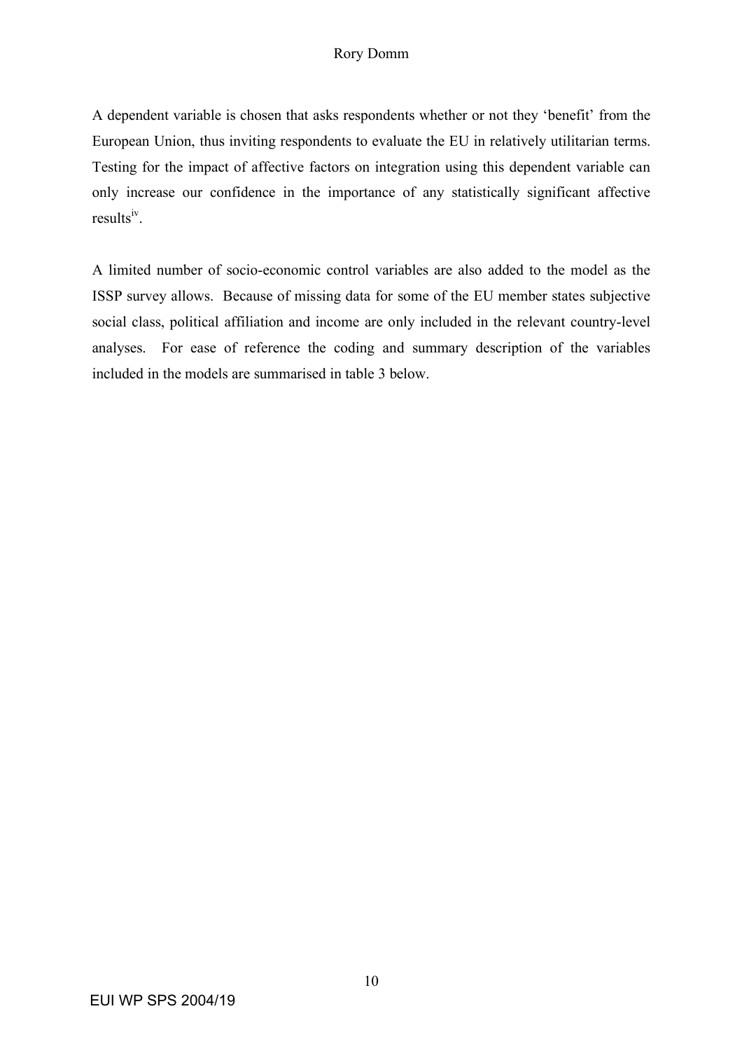A dependent variable is chosen that asks respondents whether or not they 'benefit' from the European Union, thus inviting respondents to evaluate the EU in relatively utilitarian terms. Testing for the impact of affective factors on integration using this dependent variable can only increase our confidence in the importance of any statistically significant affective results[iv].

A limited number of socio-economic control variables are also added to the model as the ISSP survey allows. Because of missing data for some of the EU member states subjective social class, political affiliation and income are only included in the relevant country-level analyses. For ease of reference the coding and summary description of the variables included in the models are summarised in table 3 below.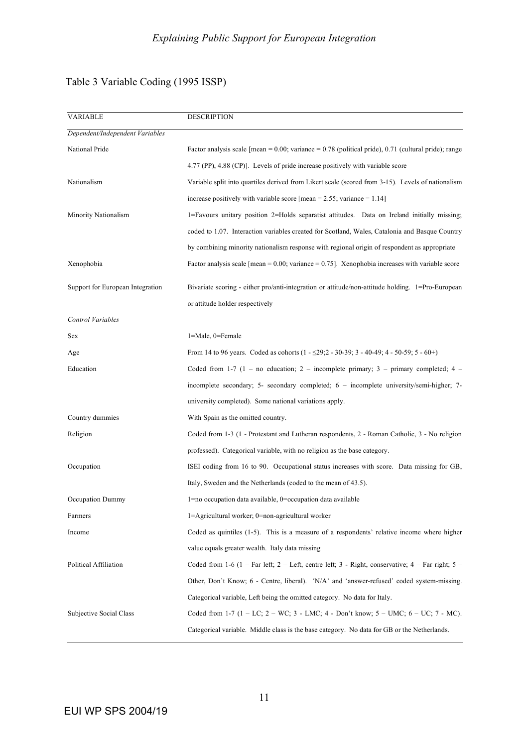Table 3 Variable Coding (1995 ISSP)

| VARIABLE | DESCRIPTION |
|---|---|
| *Dependent/Independent Variables* | |
| National Pride | Factor analysis scale [mean = 0.00; variance = 0.78 (political pride), 0.71 (cultural pride); range 4.77 (PP), 4.88 (CP)]. Levels of pride increase positively with variable score |
| Nationalism | Variable split into quartiles derived from Likert scale (scored from 3-15). Levels of nationalism increase positively with variable score [mean = 2.55; variance = 1.14] |
| Minority Nationalism | 1=Favours unitary position 2=Holds separatist attitudes. Data on Ireland initially missing; coded to 1.07. Interaction variables created for Scotland, Wales, Catalonia and Basque Country by combining minority nationalism response with regional origin of respondent as appropriate |
| Xenophobia | Factor analysis scale [mean = 0.00; variance = 0.75]. Xenophobia increases with variable score |
| Support for European Integration | Bivariate scoring - either pro/anti-integration or attitude/non-attitude holding. 1=Pro-European or attitude holder respectively |
| *Control Variables* | |
| Sex | 1=Male, 0=Female |
| Age | From 14 to 96 years. Coded as cohorts (1 - ≤29;2 - 30-39; 3 - 40-49; 4 - 50-59; 5 - 60+) |
| Education | Coded from 1-7 (1 – no education; 2 – incomplete primary; 3 – primary completed; 4 – incomplete secondary; 5- secondary completed; 6 – incomplete university/semi-higher; 7- university completed). Some national variations apply. |
| Country dummies | With Spain as the omitted country. |
| Religion | Coded from 1-3 (1 - Protestant and Lutheran respondents, 2 - Roman Catholic, 3 - No religion professed). Categorical variable, with no religion as the base category. |
| Occupation | ISEI coding from 16 to 90. Occupational status increases with score. Data missing for GB, Italy, Sweden and the Netherlands (coded to the mean of 43.5). |
| Occupation Dummy | 1=no occupation data available, 0=occupation data available |
| Farmers | 1=Agricultural worker; 0=non-agricultural worker |
| Income | Coded as quintiles (1-5). This is a measure of a respondents' relative income where higher value equals greater wealth. Italy data missing |
| Political Affiliation | Coded from 1-6 (1 – Far left; 2 – Left, centre left; 3 - Right, conservative; 4 – Far right; 5 – Other, Don't Know; 6 - Centre, liberal). 'N/A' and 'answer-refused' coded system-missing. Categorical variable, Left being the omitted category. No data for Italy. |
| Subjective Social Class | Coded from 1-7 (1 – LC; 2 – WC; 3 - LMC; 4 - Don't know; 5 – UMC; 6 – UC; 7 - MC). Categorical variable. Middle class is the base category. No data for GB or the Netherlands. |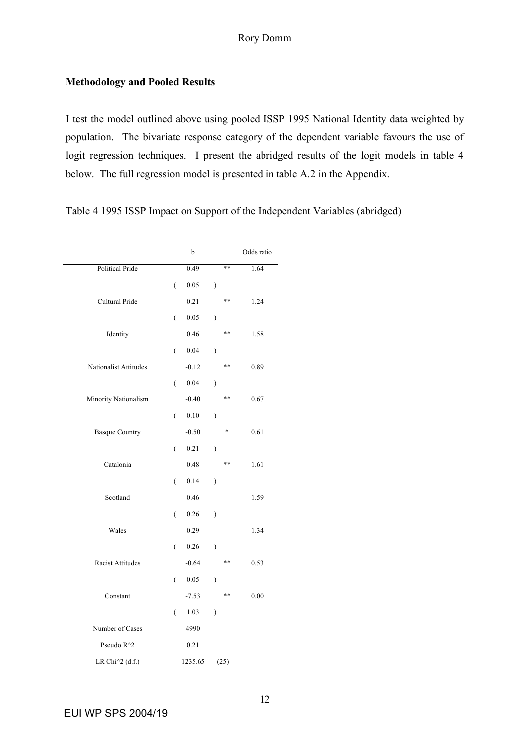### Methodology and Pooled Results

I test the model outlined above using pooled ISSP 1995 National Identity data weighted by population. The bivariate response category of the dependent variable favours the use of logit regression techniques. I present the abridged results of the logit models in table 4 below. The full regression model is presented in table A.2 in the Appendix.

Table 4 1995 ISSP Impact on Support of the Independent Variables (abridged)

| | b | | Odds ratio |
|---|---|---|---|
| Political Pride | 0.49 | ** | 1.64 |
| | (0.05) | | |
| Cultural Pride | 0.21 | ** | 1.24 |
| | (0.05) | | |
| Identity | 0.46 | ** | 1.58 |
| | (0.04) | | |
| Nationalist Attitudes | -0.12 | ** | 0.89 |
| | (0.04) | | |
| Minority Nationalism | -0.40 | ** | 0.67 |
| | (0.10) | | |
| Basque Country | -0.50 | * | 0.61 |
| | (0.21) | | |
| Catalonia | 0.48 | ** | 1.61 |
| | (0.14) | | |
| Scotland | 0.46 | | 1.59 |
| | (0.26) | | |
| Wales | 0.29 | | 1.34 |
| | (0.26) | | |
| Racist Attitudes | -0.64 | ** | 0.53 |
| | (0.05) | | |
| Constant | -7.53 | ** | 0.00 |
| | (1.03) | | |
| Number of Cases | 4990 | | |
| Pseudo R^2 | 0.21 | | |
| LR Chi^2 (d.f.) | 1235.65 | (25) | |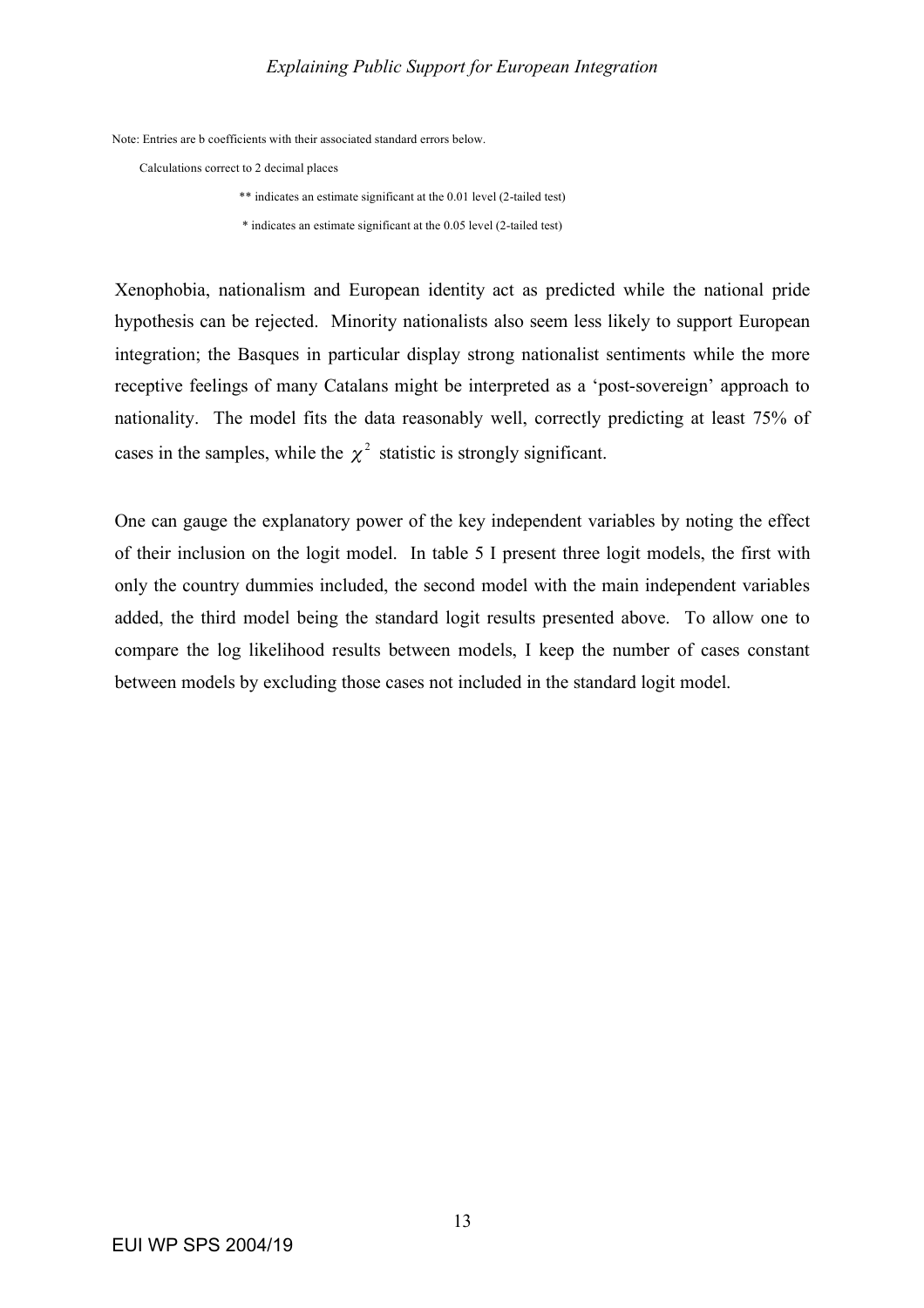Note: Entries are b coefficients with their associated standard errors below.

Calculations correct to 2 decimal places

** indicates an estimate significant at the 0.01 level (2-tailed test)

* indicates an estimate significant at the 0.05 level (2-tailed test)

Xenophobia, nationalism and European identity act as predicted while the national pride hypothesis can be rejected. Minority nationalists also seem less likely to support European integration; the Basques in particular display strong nationalist sentiments while the more receptive feelings of many Catalans might be interpreted as a 'post-sovereign' approach to nationality. The model fits the data reasonably well, correctly predicting at least 75% of cases in the samples, while the $\chi^2$ statistic is strongly significant.

One can gauge the explanatory power of the key independent variables by noting the effect of their inclusion on the logit model. In table 5 I present three logit models, the first with only the country dummies included, the second model with the main independent variables added, the third model being the standard logit results presented above. To allow one to compare the log likelihood results between models, I keep the number of cases constant between models by excluding those cases not included in the standard logit model.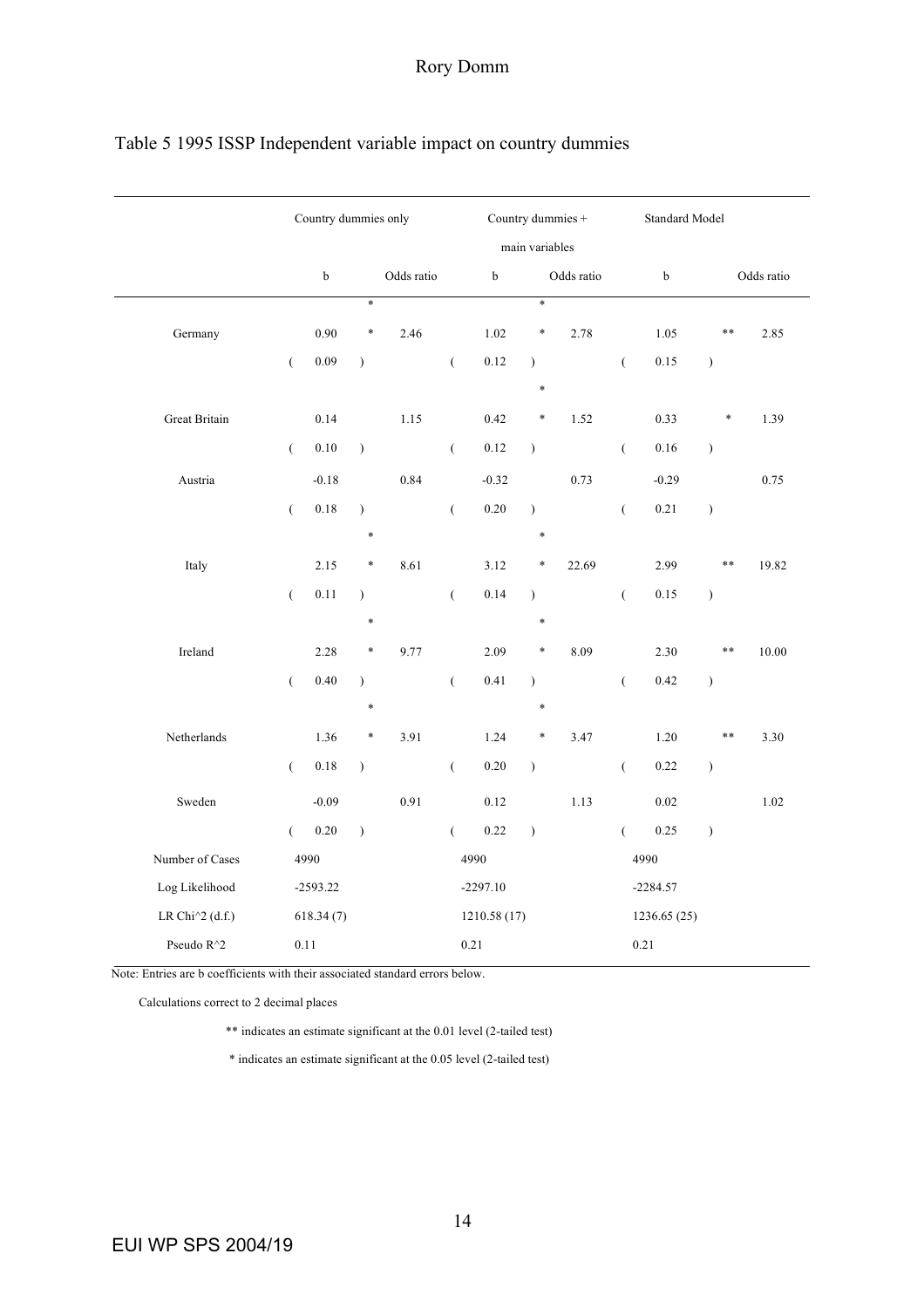Table 5 1995 ISSP Independent variable impact on country dummies

| | Country dummies only | | Country dummies + main variables | | Standard Model | |
|---|---|---|---|---|---|---|
| | b | Odds ratio | b | Odds ratio | b | Odds ratio |
| Germany | 0.90 ** | 2.46 | 1.02 ** | 2.78 | 1.05 ** | 2.85 |
| | (0.09) | | (0.12) | | (0.15) | |
| Great Britain | 0.14 | 1.15 | 0.42 ** | 1.52 | 0.33 * | 1.39 |
| | (0.10) | | (0.12) | | (0.16) | |
| Austria | -0.18 | 0.84 | -0.32 | 0.73 | -0.29 | 0.75 |
| | (0.18) | | (0.20) | | (0.21) | |
| Italy | 2.15 ** | 8.61 | 3.12 ** | 22.69 | 2.99 ** | 19.82 |
| | (0.11) | | (0.14) | | (0.15) | |
| Ireland | 2.28 ** | 9.77 | 2.09 ** | 8.09 | 2.30 ** | 10.00 |
| | (0.40) | | (0.41) | | (0.42) | |
| Netherlands | 1.36 ** | 3.91 | 1.24 ** | 3.47 | 1.20 ** | 3.30 |
| | (0.18) | | (0.20) | | (0.22) | |
| Sweden | -0.09 | 0.91 | 0.12 | 1.13 | 0.02 | 1.02 |
| | (0.20) | | (0.22) | | (0.25) | |
| Number of Cases | 4990 | | 4990 | | 4990 | |
| Log Likelihood | -2593.22 | | -2297.10 | | -2284.57 | |
| LR Chi^2 (d.f.) | 618.34 (7) | | 1210.58 (17) | | 1236.65 (25) | |
| Pseudo R^2 | 0.11 | | 0.21 | | 0.21 | |

Note: Entries are b coefficients with their associated standard errors below.

Calculations correct to 2 decimal places

** indicates an estimate significant at the 0.01 level (2-tailed test)

\* indicates an estimate significant at the 0.05 level (2-tailed test)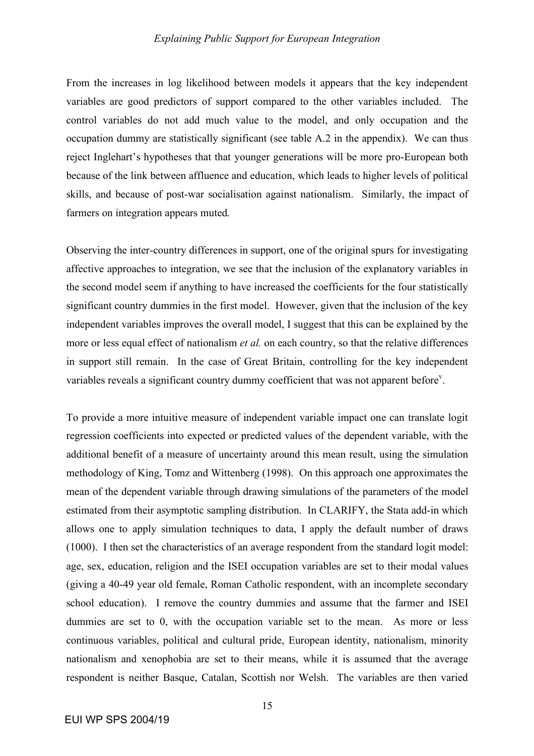From the increases in log likelihood between models it appears that the key independent variables are good predictors of support compared to the other variables included. The control variables do not add much value to the model, and only occupation and the occupation dummy are statistically significant (see table A.2 in the appendix). We can thus reject Inglehart's hypotheses that that younger generations will be more pro-European both because of the link between affluence and education, which leads to higher levels of political skills, and because of post-war socialisation against nationalism. Similarly, the impact of farmers on integration appears muted.

Observing the inter-country differences in support, one of the original spurs for investigating affective approaches to integration, we see that the inclusion of the explanatory variables in the second model seem if anything to have increased the coefficients for the four statistically significant country dummies in the first model. However, given that the inclusion of the key independent variables improves the overall model, I suggest that this can be explained by the more or less equal effect of nationalism *et al.* on each country, so that the relative differences in support still remain. In the case of Great Britain, controlling for the key independent variables reveals a significant country dummy coefficient that was not apparent before[v].

To provide a more intuitive measure of independent variable impact one can translate logit regression coefficients into expected or predicted values of the dependent variable, with the additional benefit of a measure of uncertainty around this mean result, using the simulation methodology of King, Tomz and Wittenberg (1998). On this approach one approximates the mean of the dependent variable through drawing simulations of the parameters of the model estimated from their asymptotic sampling distribution. In CLARIFY, the Stata add-in which allows one to apply simulation techniques to data, I apply the default number of draws (1000). I then set the characteristics of an average respondent from the standard logit model: age, sex, education, religion and the ISEI occupation variables are set to their modal values (giving a 40-49 year old female, Roman Catholic respondent, with an incomplete secondary school education). I remove the country dummies and assume that the farmer and ISEI dummies are set to 0, with the occupation variable set to the mean. As more or less continuous variables, political and cultural pride, European identity, nationalism, minority nationalism and xenophobia are set to their means, while it is assumed that the average respondent is neither Basque, Catalan, Scottish nor Welsh. The variables are then varied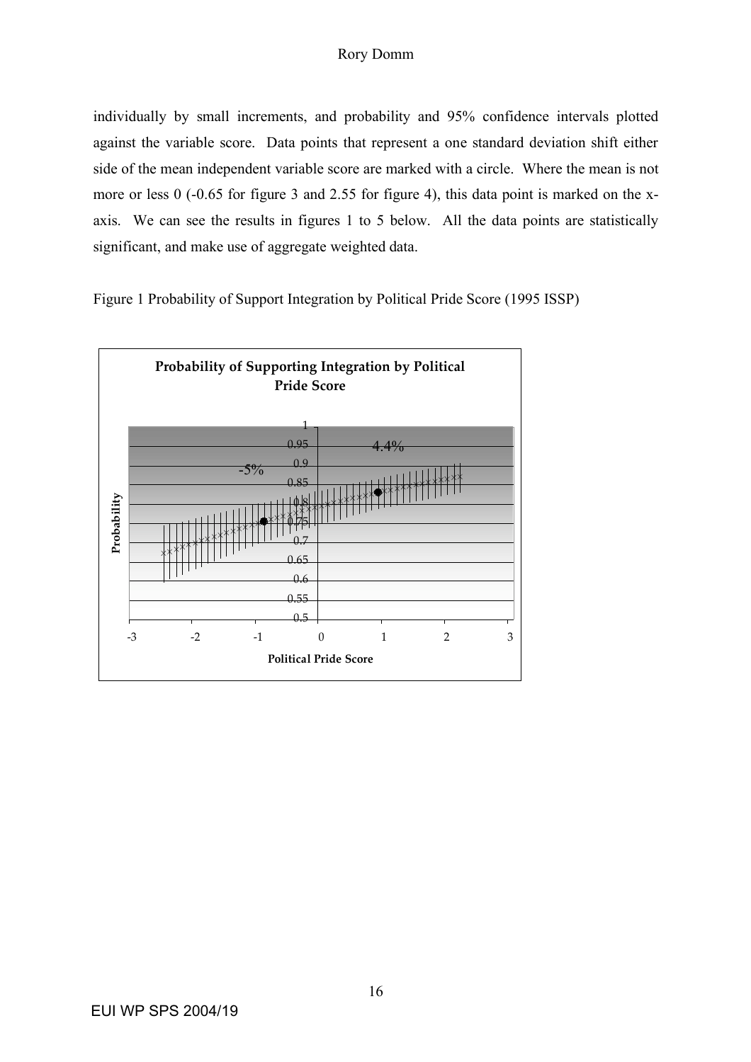individually by small increments, and probability and 95% confidence intervals plotted against the variable score. Data points that represent a one standard deviation shift either side of the mean independent variable score are marked with a circle. Where the mean is not more or less 0 (-0.65 for figure 3 and 2.55 for figure 4), this data point is marked on the x-axis. We can see the results in figures 1 to 5 below. All the data points are statistically significant, and make use of aggregate weighted data.

Figure 1 Probability of Support Integration by Political Pride Score (1995 ISSP)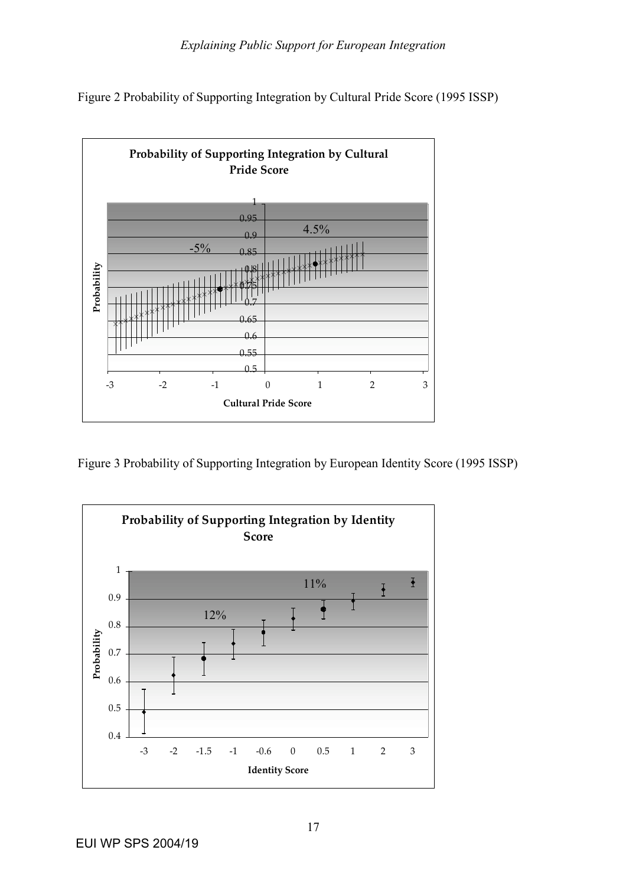Figure 2 Probability of Supporting Integration by Cultural Pride Score (1995 ISSP)

Figure 3 Probability of Supporting Integration by European Identity Score (1995 ISSP)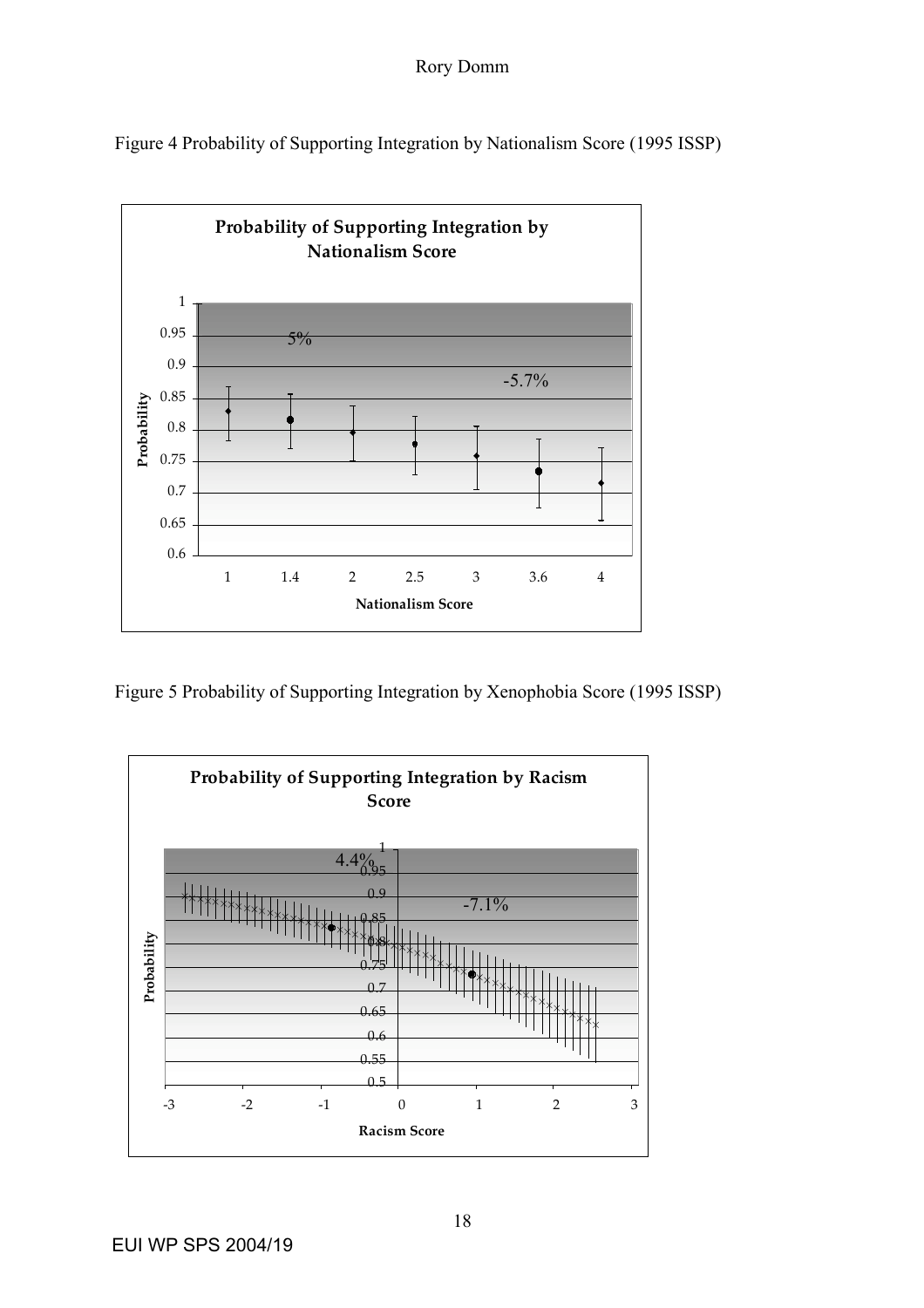Figure 4 Probability of Supporting Integration by Nationalism Score (1995 ISSP)

**Probability of Supporting Integration by Nationalism Score**

Probability

1
0.95
0.9
0.85
0.8
0.75
0.7
0.65
0.6

5%

-5.7%

1 1.4 2 2.5 3 3.6 4

Nationalism Score

Figure 5 Probability of Supporting Integration by Xenophobia Score (1995 ISSP)

**Probability of Supporting Integration by Racism Score**

Probability

1
0.95
0.9
0.85
0.8
0.75
0.7
0.65
0.6
0.55
0.5

4.4%

-7.1%

-3 -2 -1 0 1 2 3

Racism Score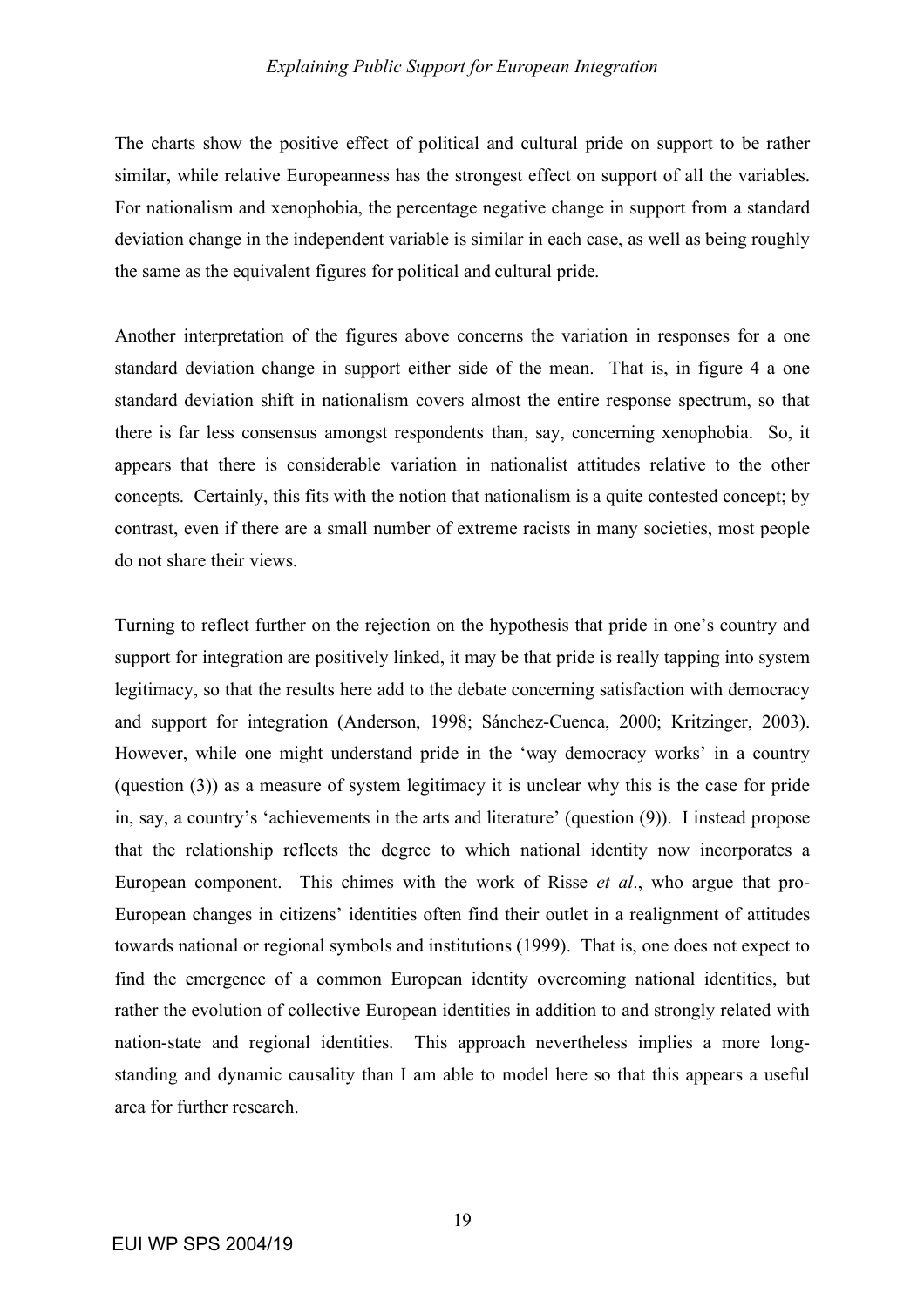The charts show the positive effect of political and cultural pride on support to be rather similar, while relative Europeanness has the strongest effect on support of all the variables. For nationalism and xenophobia, the percentage negative change in support from a standard deviation change in the independent variable is similar in each case, as well as being roughly the same as the equivalent figures for political and cultural pride.

Another interpretation of the figures above concerns the variation in responses for a one standard deviation change in support either side of the mean. That is, in figure 4 a one standard deviation shift in nationalism covers almost the entire response spectrum, so that there is far less consensus amongst respondents than, say, concerning xenophobia. So, it appears that there is considerable variation in nationalist attitudes relative to the other concepts. Certainly, this fits with the notion that nationalism is a quite contested concept; by contrast, even if there are a small number of extreme racists in many societies, most people do not share their views.

Turning to reflect further on the rejection on the hypothesis that pride in one's country and support for integration are positively linked, it may be that pride is really tapping into system legitimacy, so that the results here add to the debate concerning satisfaction with democracy and support for integration (Anderson, 1998; Sánchez-Cuenca, 2000; Kritzinger, 2003). However, while one might understand pride in the 'way democracy works' in a country (question (3)) as a measure of system legitimacy it is unclear why this is the case for pride in, say, a country's 'achievements in the arts and literature' (question (9)). I instead propose that the relationship reflects the degree to which national identity now incorporates a European component. This chimes with the work of Risse *et al*., who argue that pro-European changes in citizens' identities often find their outlet in a realignment of attitudes towards national or regional symbols and institutions (1999). That is, one does not expect to find the emergence of a common European identity overcoming national identities, but rather the evolution of collective European identities in addition to and strongly related with nation-state and regional identities. This approach nevertheless implies a more long-standing and dynamic causality than I am able to model here so that this appears a useful area for further research.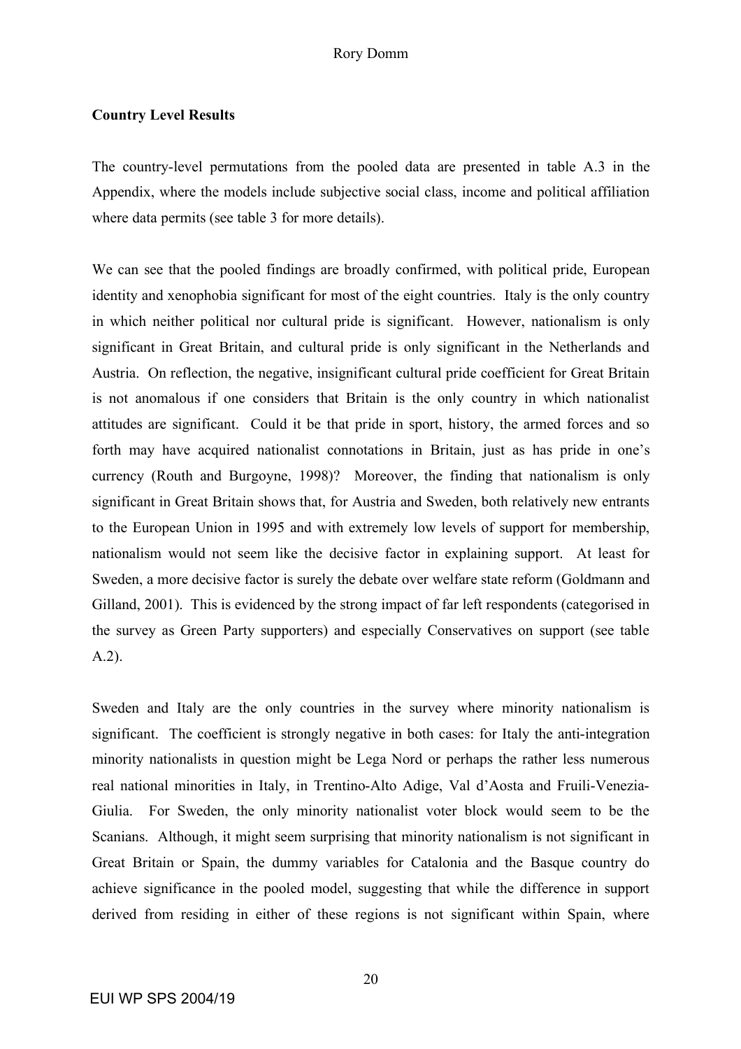**Country Level Results**

The country-level permutations from the pooled data are presented in table A.3 in the Appendix, where the models include subjective social class, income and political affiliation where data permits (see table 3 for more details).

We can see that the pooled findings are broadly confirmed, with political pride, European identity and xenophobia significant for most of the eight countries. Italy is the only country in which neither political nor cultural pride is significant. However, nationalism is only significant in Great Britain, and cultural pride is only significant in the Netherlands and Austria. On reflection, the negative, insignificant cultural pride coefficient for Great Britain is not anomalous if one considers that Britain is the only country in which nationalist attitudes are significant. Could it be that pride in sport, history, the armed forces and so forth may have acquired nationalist connotations in Britain, just as has pride in one's currency (Routh and Burgoyne, 1998)? Moreover, the finding that nationalism is only significant in Great Britain shows that, for Austria and Sweden, both relatively new entrants to the European Union in 1995 and with extremely low levels of support for membership, nationalism would not seem like the decisive factor in explaining support. At least for Sweden, a more decisive factor is surely the debate over welfare state reform (Goldmann and Gilland, 2001). This is evidenced by the strong impact of far left respondents (categorised in the survey as Green Party supporters) and especially Conservatives on support (see table A.2).

Sweden and Italy are the only countries in the survey where minority nationalism is significant. The coefficient is strongly negative in both cases: for Italy the anti-integration minority nationalists in question might be Lega Nord or perhaps the rather less numerous real national minorities in Italy, in Trentino-Alto Adige, Val d'Aosta and Fruili-Venezia-Giulia. For Sweden, the only minority nationalist voter block would seem to be the Scanians. Although, it might seem surprising that minority nationalism is not significant in Great Britain or Spain, the dummy variables for Catalonia and the Basque country do achieve significance in the pooled model, suggesting that while the difference in support derived from residing in either of these regions is not significant within Spain, where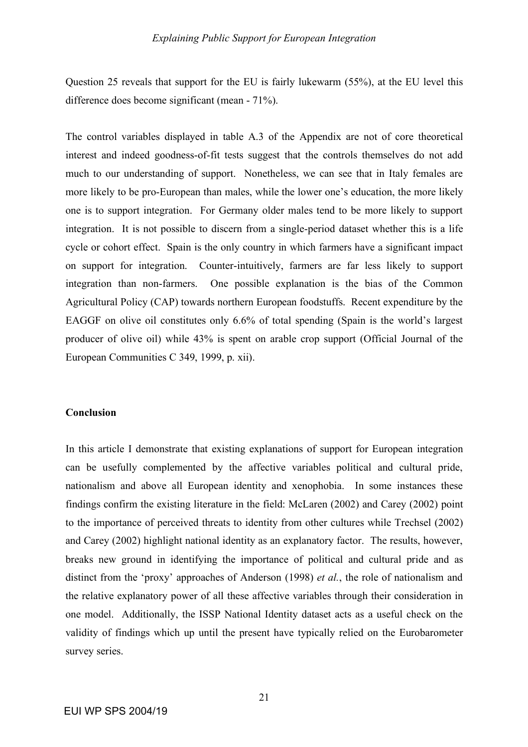Question 25 reveals that support for the EU is fairly lukewarm (55%), at the EU level this difference does become significant (mean - 71%).

The control variables displayed in table A.3 of the Appendix are not of core theoretical interest and indeed goodness-of-fit tests suggest that the controls themselves do not add much to our understanding of support. Nonetheless, we can see that in Italy females are more likely to be pro-European than males, while the lower one's education, the more likely one is to support integration. For Germany older males tend to be more likely to support integration. It is not possible to discern from a single-period dataset whether this is a life cycle or cohort effect. Spain is the only country in which farmers have a significant impact on support for integration. Counter-intuitively, farmers are far less likely to support integration than non-farmers. One possible explanation is the bias of the Common Agricultural Policy (CAP) towards northern European foodstuffs. Recent expenditure by the EAGGF on olive oil constitutes only 6.6% of total spending (Spain is the world's largest producer of olive oil) while 43% is spent on arable crop support (Official Journal of the European Communities C 349, 1999, p. xii).

**Conclusion**

In this article I demonstrate that existing explanations of support for European integration can be usefully complemented by the affective variables political and cultural pride, nationalism and above all European identity and xenophobia. In some instances these findings confirm the existing literature in the field: McLaren (2002) and Carey (2002) point to the importance of perceived threats to identity from other cultures while Trechsel (2002) and Carey (2002) highlight national identity as an explanatory factor. The results, however, breaks new ground in identifying the importance of political and cultural pride and as distinct from the 'proxy' approaches of Anderson (1998) *et al.*, the role of nationalism and the relative explanatory power of all these affective variables through their consideration in one model. Additionally, the ISSP National Identity dataset acts as a useful check on the validity of findings which up until the present have typically relied on the Eurobarometer survey series.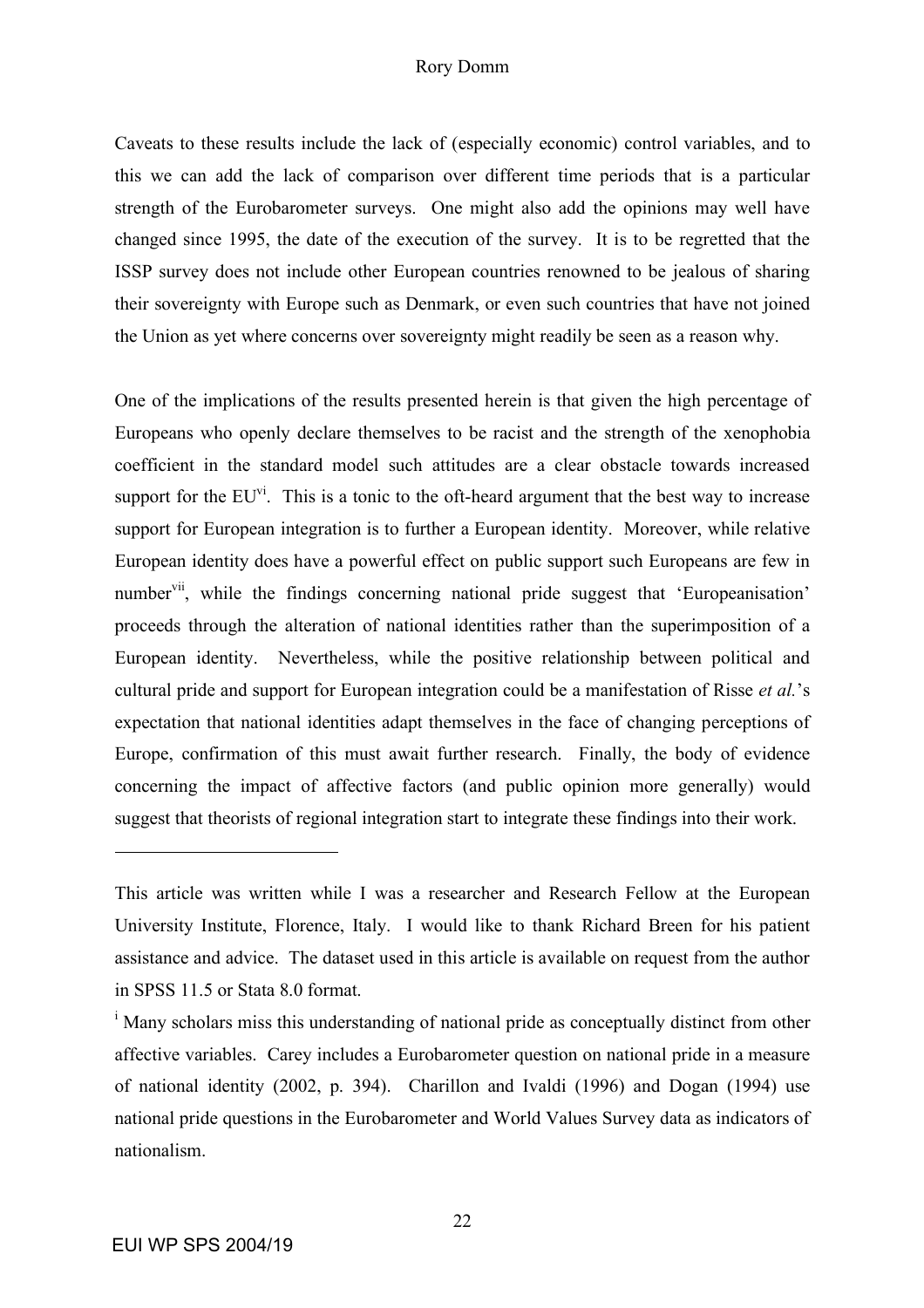Caveats to these results include the lack of (especially economic) control variables, and to this we can add the lack of comparison over different time periods that is a particular strength of the Eurobarometer surveys. One might also add the opinions may well have changed since 1995, the date of the execution of the survey. It is to be regretted that the ISSP survey does not include other European countries renowned to be jealous of sharing their sovereignty with Europe such as Denmark, or even such countries that have not joined the Union as yet where concerns over sovereignty might readily be seen as a reason why.

One of the implications of the results presented herein is that given the high percentage of Europeans who openly declare themselves to be racist and the strength of the xenophobia coefficient in the standard model such attitudes are a clear obstacle towards increased support for the EU[vi]. This is a tonic to the oft-heard argument that the best way to increase support for European integration is to further a European identity. Moreover, while relative European identity does have a powerful effect on public support such Europeans are few in number[vii], while the findings concerning national pride suggest that 'Europeanisation' proceeds through the alteration of national identities rather than the superimposition of a European identity. Nevertheless, while the positive relationship between political and cultural pride and support for European integration could be a manifestation of Risse *et al.*'s expectation that national identities adapt themselves in the face of changing perceptions of Europe, confirmation of this must await further research. Finally, the body of evidence concerning the impact of affective factors (and public opinion more generally) would suggest that theorists of regional integration start to integrate these findings into their work.

---

This article was written while I was a researcher and Research Fellow at the European University Institute, Florence, Italy. I would like to thank Richard Breen for his patient assistance and advice. The dataset used in this article is available on request from the author in SPSS 11.5 or Stata 8.0 format.

[i] Many scholars miss this understanding of national pride as conceptually distinct from other affective variables. Carey includes a Eurobarometer question on national pride in a measure of national identity (2002, p. 394). Charillon and Ivaldi (1996) and Dogan (1994) use national pride questions in the Eurobarometer and World Values Survey data as indicators of nationalism.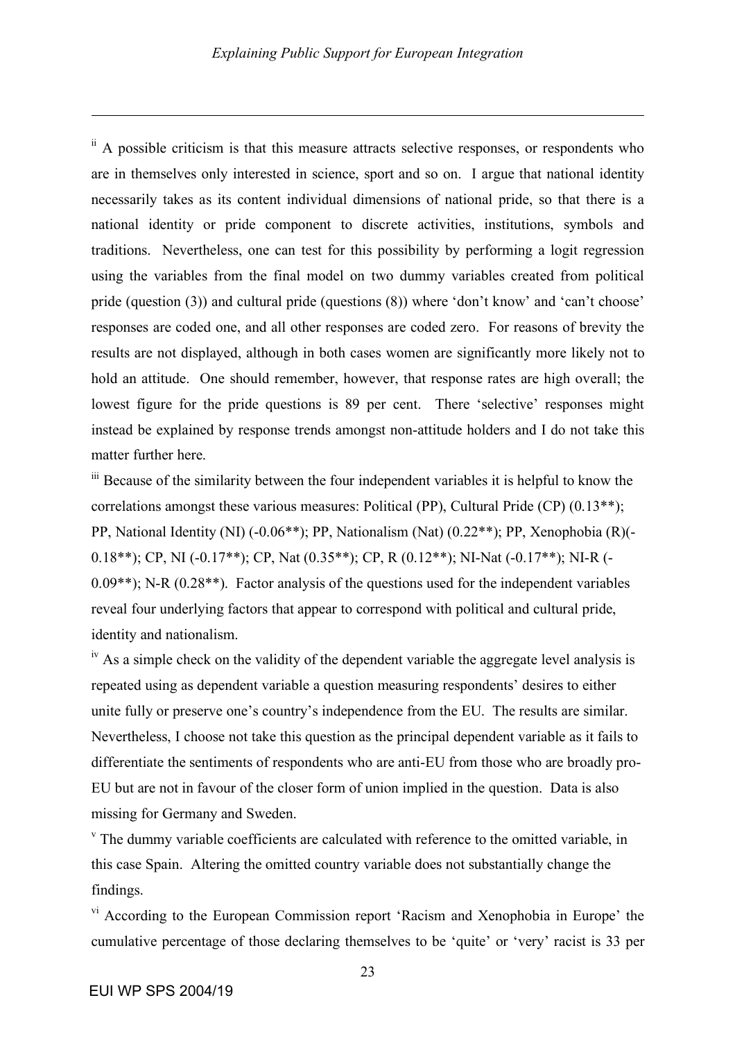[ii] A possible criticism is that this measure attracts selective responses, or respondents who are in themselves only interested in science, sport and so on. I argue that national identity necessarily takes as its content individual dimensions of national pride, so that there is a national identity or pride component to discrete activities, institutions, symbols and traditions. Nevertheless, one can test for this possibility by performing a logit regression using the variables from the final model on two dummy variables created from political pride (question (3)) and cultural pride (questions (8)) where 'don't know' and 'can't choose' responses are coded one, and all other responses are coded zero. For reasons of brevity the results are not displayed, although in both cases women are significantly more likely not to hold an attitude. One should remember, however, that response rates are high overall; the lowest figure for the pride questions is 89 per cent. There 'selective' responses might instead be explained by response trends amongst non-attitude holders and I do not take this matter further here.

[iii] Because of the similarity between the four independent variables it is helpful to know the correlations amongst these various measures: Political (PP), Cultural Pride (CP) (0.13**); PP, National Identity (NI) (-0.06**); PP, Nationalism (Nat) (0.22**); PP, Xenophobia (R)(-0.18**); CP, NI (-0.17**); CP, Nat (0.35**); CP, R (0.12**); NI-Nat (-0.17**); NI-R (-0.09**); N-R (0.28**). Factor analysis of the questions used for the independent variables reveal four underlying factors that appear to correspond with political and cultural pride, identity and nationalism.

[iv] As a simple check on the validity of the dependent variable the aggregate level analysis is repeated using as dependent variable a question measuring respondents' desires to either unite fully or preserve one's country's independence from the EU. The results are similar. Nevertheless, I choose not take this question as the principal dependent variable as it fails to differentiate the sentiments of respondents who are anti-EU from those who are broadly pro-EU but are not in favour of the closer form of union implied in the question. Data is also missing for Germany and Sweden.

[v] The dummy variable coefficients are calculated with reference to the omitted variable, in this case Spain. Altering the omitted country variable does not substantially change the findings.

[vi] According to the European Commission report 'Racism and Xenophobia in Europe' the cumulative percentage of those declaring themselves to be 'quite' or 'very' racist is 33 per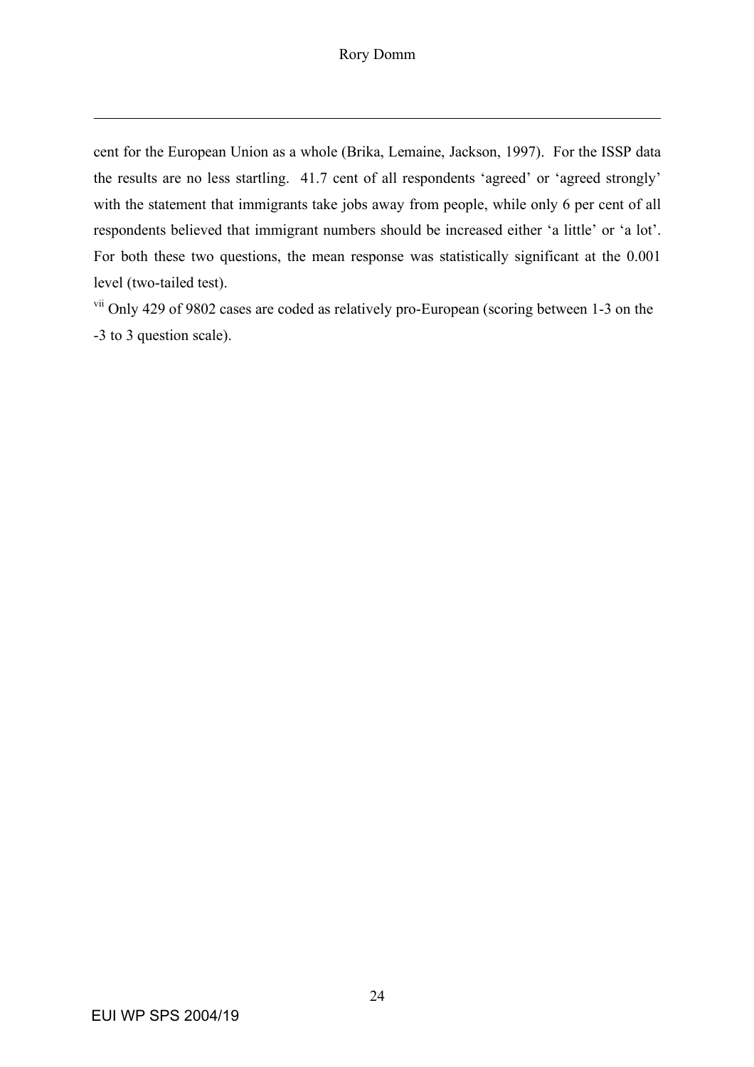cent for the European Union as a whole (Brika, Lemaine, Jackson, 1997). For the ISSP data the results are no less startling. 41.7 cent of all respondents 'agreed' or 'agreed strongly' with the statement that immigrants take jobs away from people, while only 6 per cent of all respondents believed that immigrant numbers should be increased either 'a little' or 'a lot'. For both these two questions, the mean response was statistically significant at the 0.001 level (two-tailed test).

[vii] Only 429 of 9802 cases are coded as relatively pro-European (scoring between 1-3 on the -3 to 3 question scale).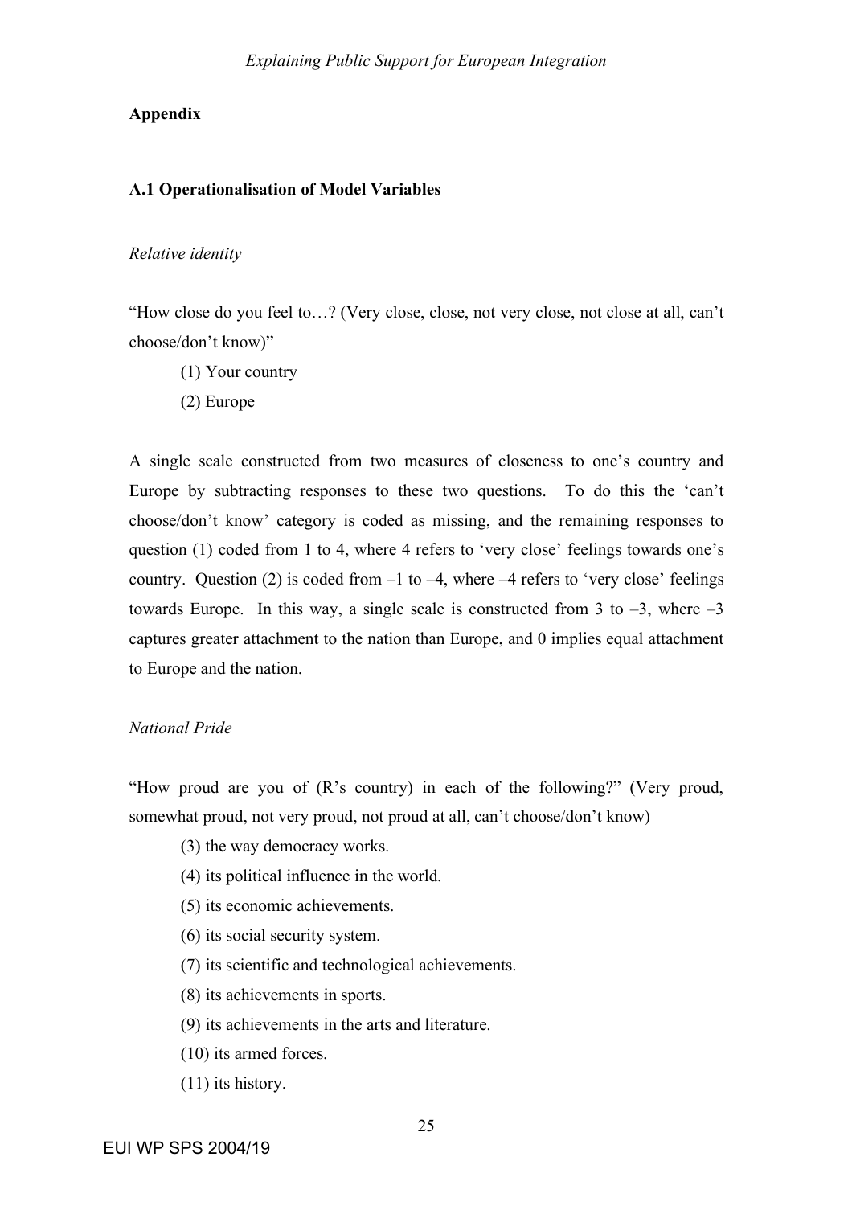## Appendix

### A.1 Operationalisation of Model Variables

*Relative identity*

"How close do you feel to…? (Very close, close, not very close, not close at all, can't choose/don't know)"

(1) Your country

(2) Europe

A single scale constructed from two measures of closeness to one's country and Europe by subtracting responses to these two questions. To do this the 'can't choose/don't know' category is coded as missing, and the remaining responses to question (1) coded from 1 to 4, where 4 refers to 'very close' feelings towards one's country. Question (2) is coded from –1 to –4, where –4 refers to 'very close' feelings towards Europe. In this way, a single scale is constructed from 3 to –3, where –3 captures greater attachment to the nation than Europe, and 0 implies equal attachment to Europe and the nation.

*National Pride*

"How proud are you of (R's country) in each of the following?" (Very proud, somewhat proud, not very proud, not proud at all, can't choose/don't know)

(3) the way democracy works.

(4) its political influence in the world.

(5) its economic achievements.

(6) its social security system.

(7) its scientific and technological achievements.

(8) its achievements in sports.

(9) its achievements in the arts and literature.

(10) its armed forces.

(11) its history.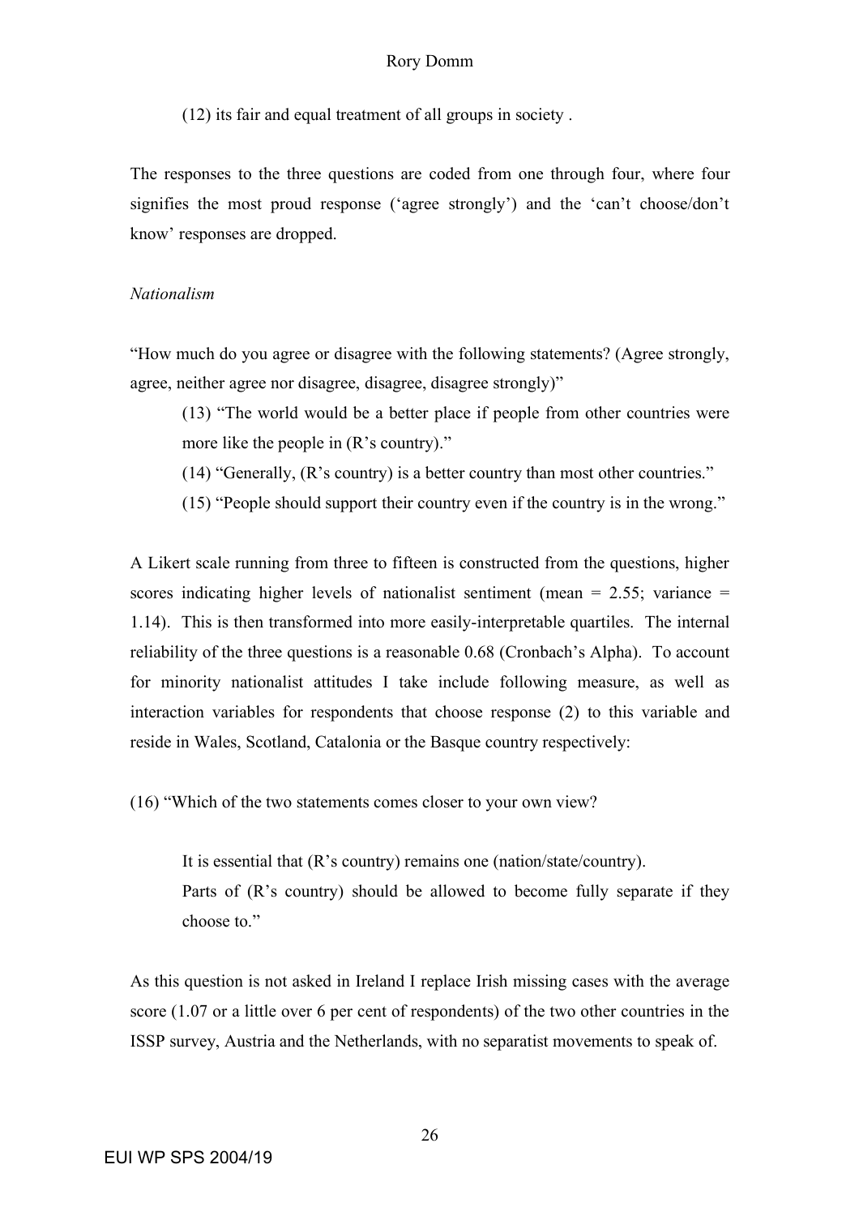(12) its fair and equal treatment of all groups in society .

The responses to the three questions are coded from one through four, where four signifies the most proud response ('agree strongly') and the 'can't choose/don't know' responses are dropped.

*Nationalism*

"How much do you agree or disagree with the following statements? (Agree strongly, agree, neither agree nor disagree, disagree, disagree strongly)"

> (13) "The world would be a better place if people from other countries were more like the people in (R's country)."
>
> (14) "Generally, (R's country) is a better country than most other countries."
>
> (15) "People should support their country even if the country is in the wrong."

A Likert scale running from three to fifteen is constructed from the questions, higher scores indicating higher levels of nationalist sentiment (mean = 2.55; variance = 1.14). This is then transformed into more easily-interpretable quartiles. The internal reliability of the three questions is a reasonable 0.68 (Cronbach's Alpha). To account for minority nationalist attitudes I take include following measure, as well as interaction variables for respondents that choose response (2) to this variable and reside in Wales, Scotland, Catalonia or the Basque country respectively:

(16) "Which of the two statements comes closer to your own view?

> It is essential that (R's country) remains one (nation/state/country).
>
> Parts of (R's country) should be allowed to become fully separate if they choose to."

As this question is not asked in Ireland I replace Irish missing cases with the average score (1.07 or a little over 6 per cent of respondents) of the two other countries in the ISSP survey, Austria and the Netherlands, with no separatist movements to speak of.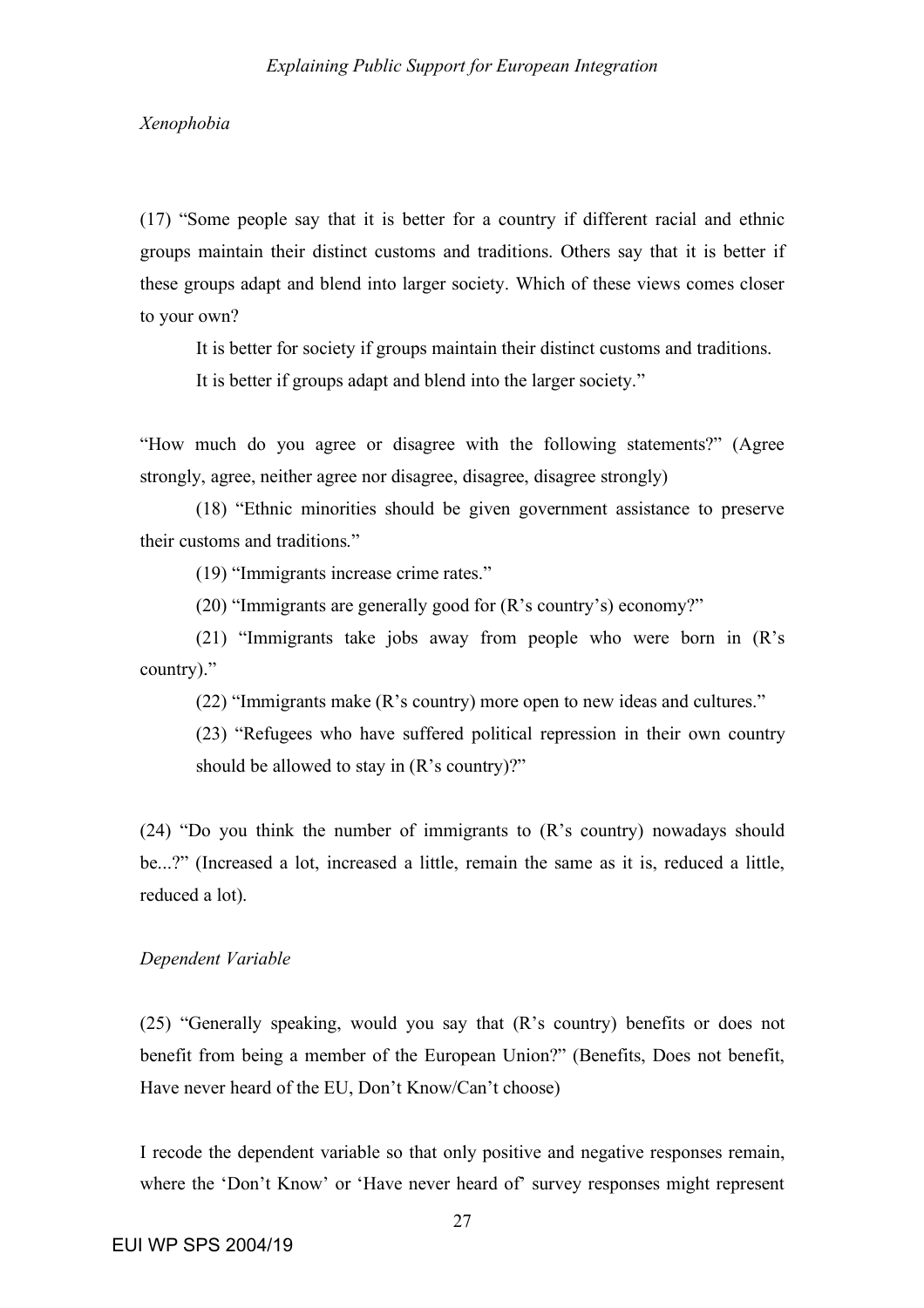*Xenophobia*

(17) "Some people say that it is better for a country if different racial and ethnic groups maintain their distinct customs and traditions. Others say that it is better if these groups adapt and blend into larger society. Which of these views comes closer to your own?

It is better for society if groups maintain their distinct customs and traditions.

It is better if groups adapt and blend into the larger society."

"How much do you agree or disagree with the following statements?" (Agree strongly, agree, neither agree nor disagree, disagree, disagree strongly)

(18) "Ethnic minorities should be given government assistance to preserve their customs and traditions."

(19) "Immigrants increase crime rates."

(20) "Immigrants are generally good for (R's country's) economy?"

(21) "Immigrants take jobs away from people who were born in (R's country)."

(22) "Immigrants make (R's country) more open to new ideas and cultures."

(23) "Refugees who have suffered political repression in their own country should be allowed to stay in (R's country)?"

(24) "Do you think the number of immigrants to (R's country) nowadays should be...?" (Increased a lot, increased a little, remain the same as it is, reduced a little, reduced a lot).

*Dependent Variable*

(25) "Generally speaking, would you say that (R's country) benefits or does not benefit from being a member of the European Union?" (Benefits, Does not benefit, Have never heard of the EU, Don't Know/Can't choose)

I recode the dependent variable so that only positive and negative responses remain, where the 'Don't Know' or 'Have never heard of' survey responses might represent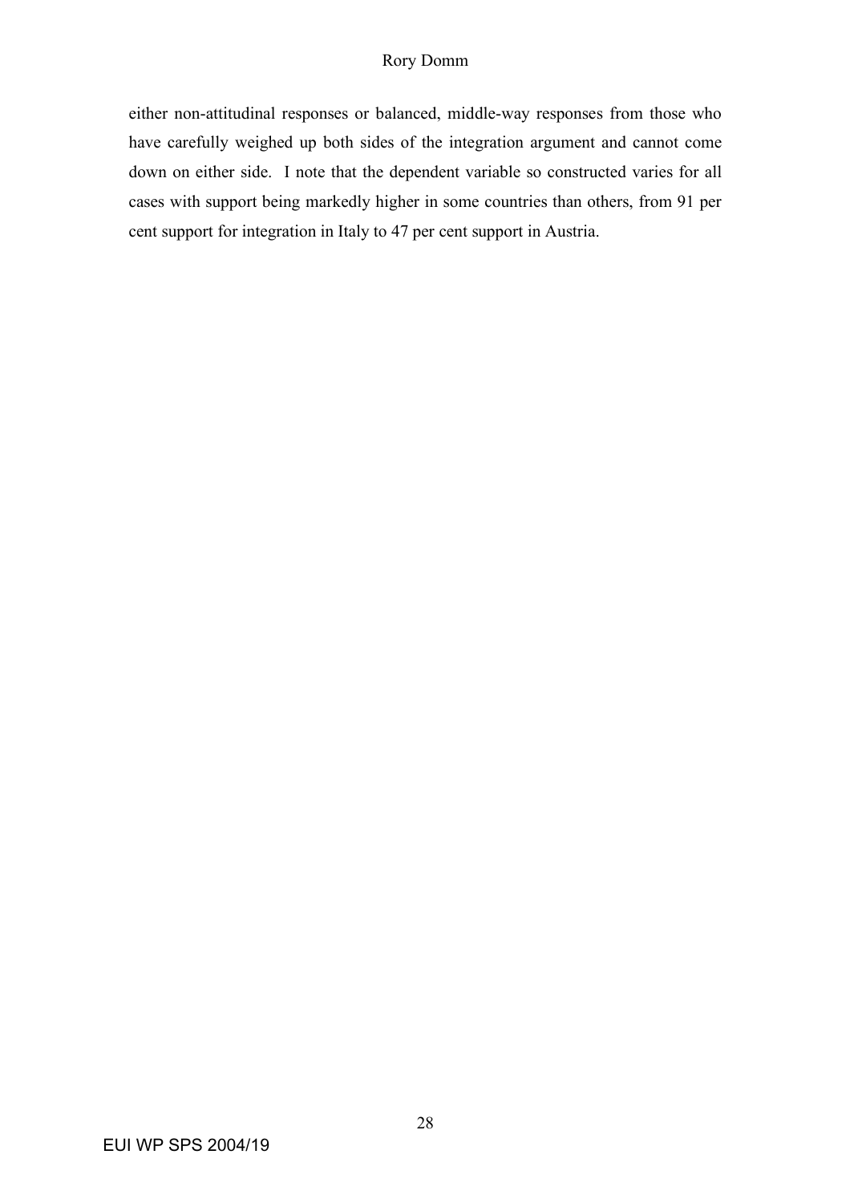either non-attitudinal responses or balanced, middle-way responses from those who have carefully weighed up both sides of the integration argument and cannot come down on either side. I note that the dependent variable so constructed varies for all cases with support being markedly higher in some countries than others, from 91 per cent support for integration in Italy to 47 per cent support in Austria.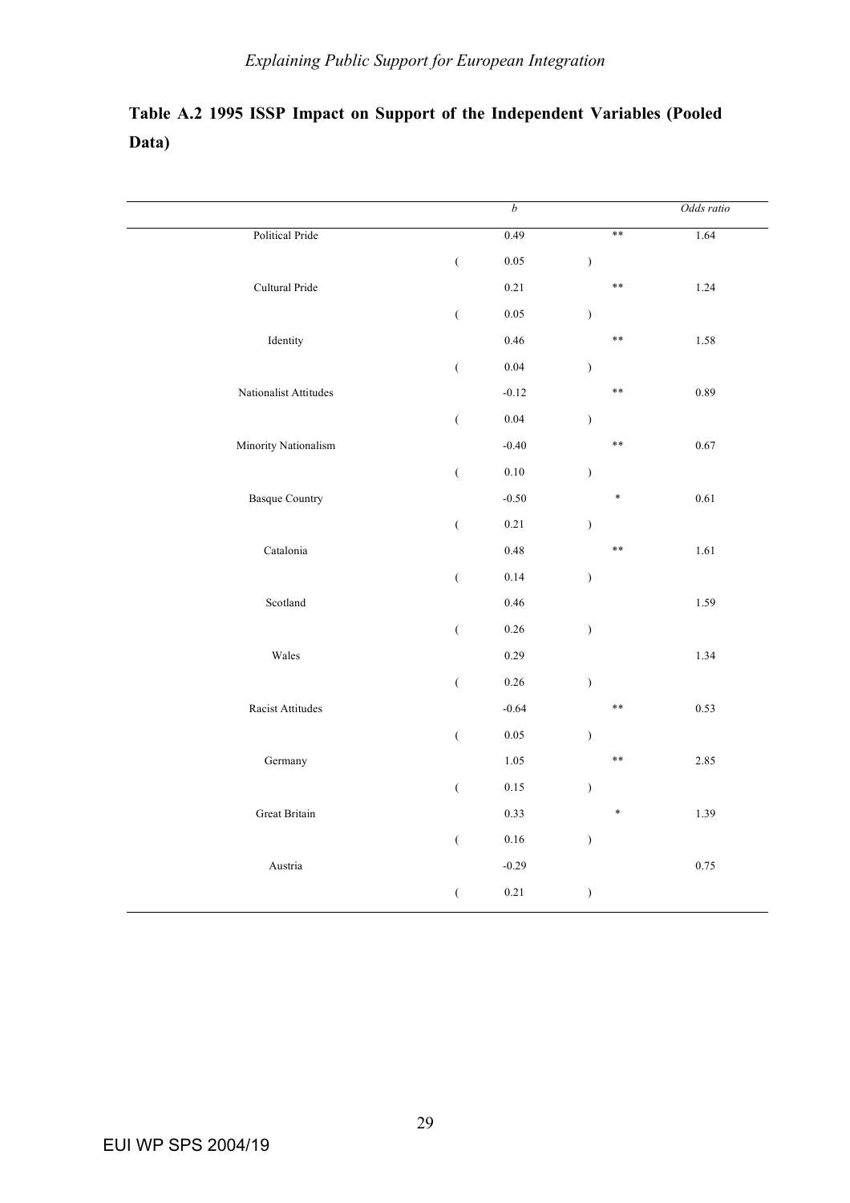**Table A.2 1995 ISSP Impact on Support of the Independent Variables (Pooled Data)**

| | *b* | | *Odds ratio* |
|---|---|---|---|
| Political Pride | 0.49 | ** | 1.64 |
| | (0.05) | | |
| Cultural Pride | 0.21 | ** | 1.24 |
| | (0.05) | | |
| Identity | 0.46 | ** | 1.58 |
| | (0.04) | | |
| Nationalist Attitudes | -0.12 | ** | 0.89 |
| | (0.04) | | |
| Minority Nationalism | -0.40 | ** | 0.67 |
| | (0.10) | | |
| Basque Country | -0.50 | * | 0.61 |
| | (0.21) | | |
| Catalonia | 0.48 | ** | 1.61 |
| | (0.14) | | |
| Scotland | 0.46 | | 1.59 |
| | (0.26) | | |
| Wales | 0.29 | | 1.34 |
| | (0.26) | | |
| Racist Attitudes | -0.64 | ** | 0.53 |
| | (0.05) | | |
| Germany | 1.05 | ** | 2.85 |
| | (0.15) | | |
| Great Britain | 0.33 | * | 1.39 |
| | (0.16) | | |
| Austria | -0.29 | | 0.75 |
| | (0.21) | | |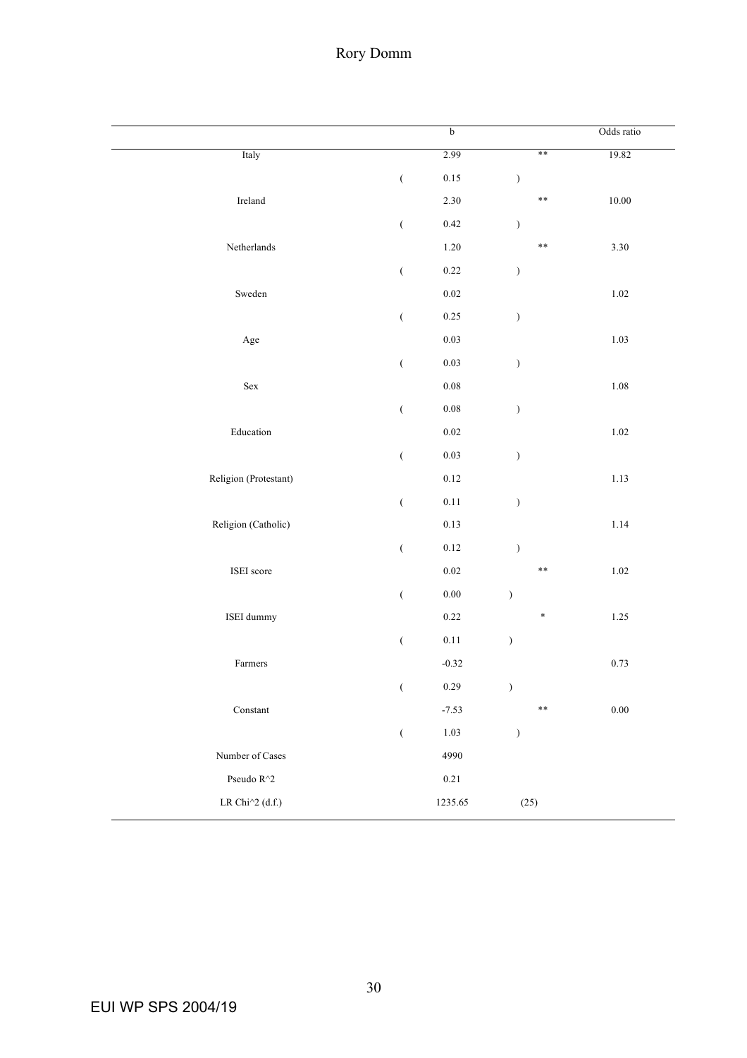| | b | | Odds ratio |
|---|---|---|---|
| Italy | 2.99 | ** | 19.82 |
| | ( 0.15 ) | | |
| Ireland | 2.30 | ** | 10.00 |
| | ( 0.42 ) | | |
| Netherlands | 1.20 | ** | 3.30 |
| | ( 0.22 ) | | |
| Sweden | 0.02 | | 1.02 |
| | ( 0.25 ) | | |
| Age | 0.03 | | 1.03 |
| | ( 0.03 ) | | |
| Sex | 0.08 | | 1.08 |
| | ( 0.08 ) | | |
| Education | 0.02 | | 1.02 |
| | ( 0.03 ) | | |
| Religion (Protestant) | 0.12 | | 1.13 |
| | ( 0.11 ) | | |
| Religion (Catholic) | 0.13 | | 1.14 |
| | ( 0.12 ) | | |
| ISEI score | 0.02 | ** | 1.02 |
| | ( 0.00 ) | | |
| ISEI dummy | 0.22 | * | 1.25 |
| | ( 0.11 ) | | |
| Farmers | -0.32 | | 0.73 |
| | ( 0.29 ) | | |
| Constant | -7.53 | ** | 0.00 |
| | ( 1.03 ) | | |
| Number of Cases | 4990 | | |
| Pseudo R^2 | 0.21 | | |
| LR Chi^2 (d.f.) | 1235.65 | (25) | |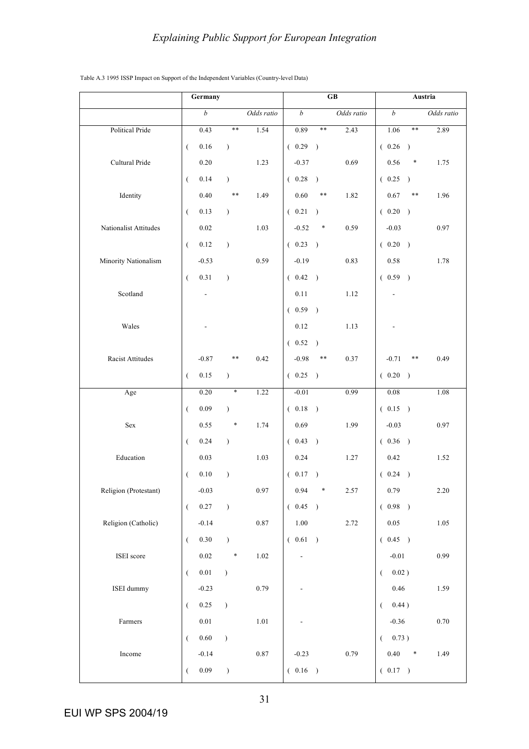Table A.3 1995 ISSP Impact on Support of the Independent Variables (Country-level Data)

| | Germany | | | GB | | | Austria | | |
|---|---|---|---|---|---|---|---|---|---|
| | *b* | | *Odds ratio* | *b* | | *Odds ratio* | *b* | | *Odds ratio* |
| Political Pride | 0.43 | ** | 1.54 | 0.89 | ** | 2.43 | 1.06 | ** | 2.89 |
| | ( 0.16 ) | | | ( 0.29 ) | | | ( 0.26 ) | | |
| Cultural Pride | 0.20 | | 1.23 | -0.37 | | 0.69 | 0.56 | * | 1.75 |
| | ( 0.14 ) | | | ( 0.28 ) | | | ( 0.25 ) | | |
| Identity | 0.40 | ** | 1.49 | 0.60 | ** | 1.82 | 0.67 | ** | 1.96 |
| | ( 0.13 ) | | | ( 0.21 ) | | | ( 0.20 ) | | |
| Nationalist Attitudes | 0.02 | | 1.03 | -0.52 | * | 0.59 | -0.03 | | 0.97 |
| | ( 0.12 ) | | | ( 0.23 ) | | | ( 0.20 ) | | |
| Minority Nationalism | -0.53 | | 0.59 | -0.19 | | 0.83 | 0.58 | | 1.78 |
| | ( 0.31 ) | | | ( 0.42 ) | | | ( 0.59 ) | | |
| Scotland | - | | | 0.11 | | 1.12 | - | | |
| | | | | ( 0.59 ) | | | | | |
| Wales | - | | | 0.12 | | 1.13 | - | | |
| | | | | ( 0.52 ) | | | | | |
| Racist Attitudes | -0.87 | ** | 0.42 | -0.98 | ** | 0.37 | -0.71 | ** | 0.49 |
| | ( 0.15 ) | | | ( 0.25 ) | | | ( 0.20 ) | | |
| Age | 0.20 | * | 1.22 | -0.01 | | 0.99 | 0.08 | | 1.08 |
| | ( 0.09 ) | | | ( 0.18 ) | | | ( 0.15 ) | | |
| Sex | 0.55 | * | 1.74 | 0.69 | | 1.99 | -0.03 | | 0.97 |
| | ( 0.24 ) | | | ( 0.43 ) | | | ( 0.36 ) | | |
| Education | 0.03 | | 1.03 | 0.24 | | 1.27 | 0.42 | | 1.52 |
| | ( 0.10 ) | | | ( 0.17 ) | | | ( 0.24 ) | | |
| Religion (Protestant) | -0.03 | | 0.97 | 0.94 | * | 2.57 | 0.79 | | 2.20 |
| | ( 0.27 ) | | | ( 0.45 ) | | | ( 0.98 ) | | |
| Religion (Catholic) | -0.14 | | 0.87 | 1.00 | | 2.72 | 0.05 | | 1.05 |
| | ( 0.30 ) | | | ( 0.61 ) | | | ( 0.45 ) | | |
| ISEI score | 0.02 | * | 1.02 | - | | | -0.01 | | 0.99 |
| | ( 0.01 ) | | | | | | ( 0.02 ) | | |
| ISEI dummy | -0.23 | | 0.79 | - | | | 0.46 | | 1.59 |
| | ( 0.25 ) | | | | | | ( 0.44 ) | | |
| Farmers | 0.01 | | 1.01 | - | | | -0.36 | | 0.70 |
| | ( 0.60 ) | | | | | | ( 0.73 ) | | |
| Income | -0.14 | | 0.87 | -0.23 | | 0.79 | 0.40 | * | 1.49 |
| | ( 0.09 ) | | | ( 0.16 ) | | | ( 0.17 ) | | |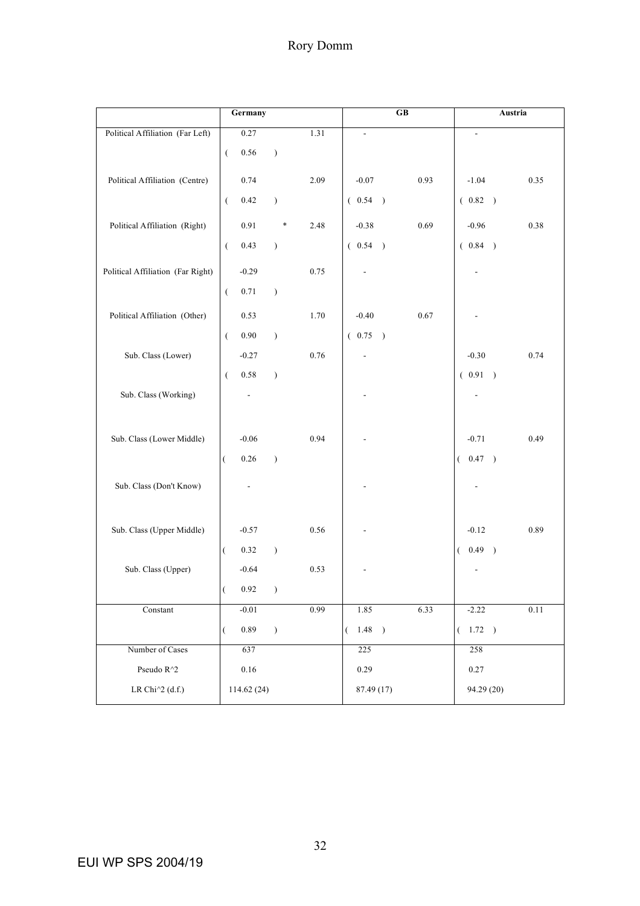| | Germany | | | GB | | Austria | |
|---|---|---|---|---|---|---|---|
| Political Affiliation (Far Left) | 0.27 | | 1.31 | - | | - | |
| | ( 0.56 ) | | | | | | |
| Political Affiliation (Centre) | 0.74 | | 2.09 | -0.07 | 0.93 | -1.04 | 0.35 |
| | ( 0.42 ) | | | ( 0.54 ) | | ( 0.82 ) | |
| Political Affiliation (Right) | 0.91 | * | 2.48 | -0.38 | 0.69 | -0.96 | 0.38 |
| | ( 0.43 ) | | | ( 0.54 ) | | ( 0.84 ) | |
| Political Affiliation (Far Right) | -0.29 | | 0.75 | - | | - | |
| | ( 0.71 ) | | | | | | |
| Political Affiliation (Other) | 0.53 | | 1.70 | -0.40 | 0.67 | - | |
| | ( 0.90 ) | | | ( 0.75 ) | | | |
| Sub. Class (Lower) | -0.27 | | 0.76 | - | | -0.30 | 0.74 |
| | ( 0.58 ) | | | | | ( 0.91 ) | |
| Sub. Class (Working) | - | | | - | | - | |
| Sub. Class (Lower Middle) | -0.06 | | 0.94 | - | | -0.71 | 0.49 |
| | ( 0.26 ) | | | | | ( 0.47 ) | |
| Sub. Class (Don't Know) | - | | | - | | - | |
| Sub. Class (Upper Middle) | -0.57 | | 0.56 | - | | -0.12 | 0.89 |
| | ( 0.32 ) | | | | | ( 0.49 ) | |
| Sub. Class (Upper) | -0.64 | | 0.53 | - | | - | |
| | ( 0.92 ) | | | | | | |
| Constant | -0.01 | | 0.99 | 1.85 | 6.33 | -2.22 | 0.11 |
| | ( 0.89 ) | | | ( 1.48 ) | | ( 1.72 ) | |
| Number of Cases | 637 | | | 225 | | 258 | |
| Pseudo R^2 | 0.16 | | | 0.29 | | 0.27 | |
| LR Chi^2 (d.f.) | 114.62 (24) | | | 87.49 (17) | | 94.29 (20) | |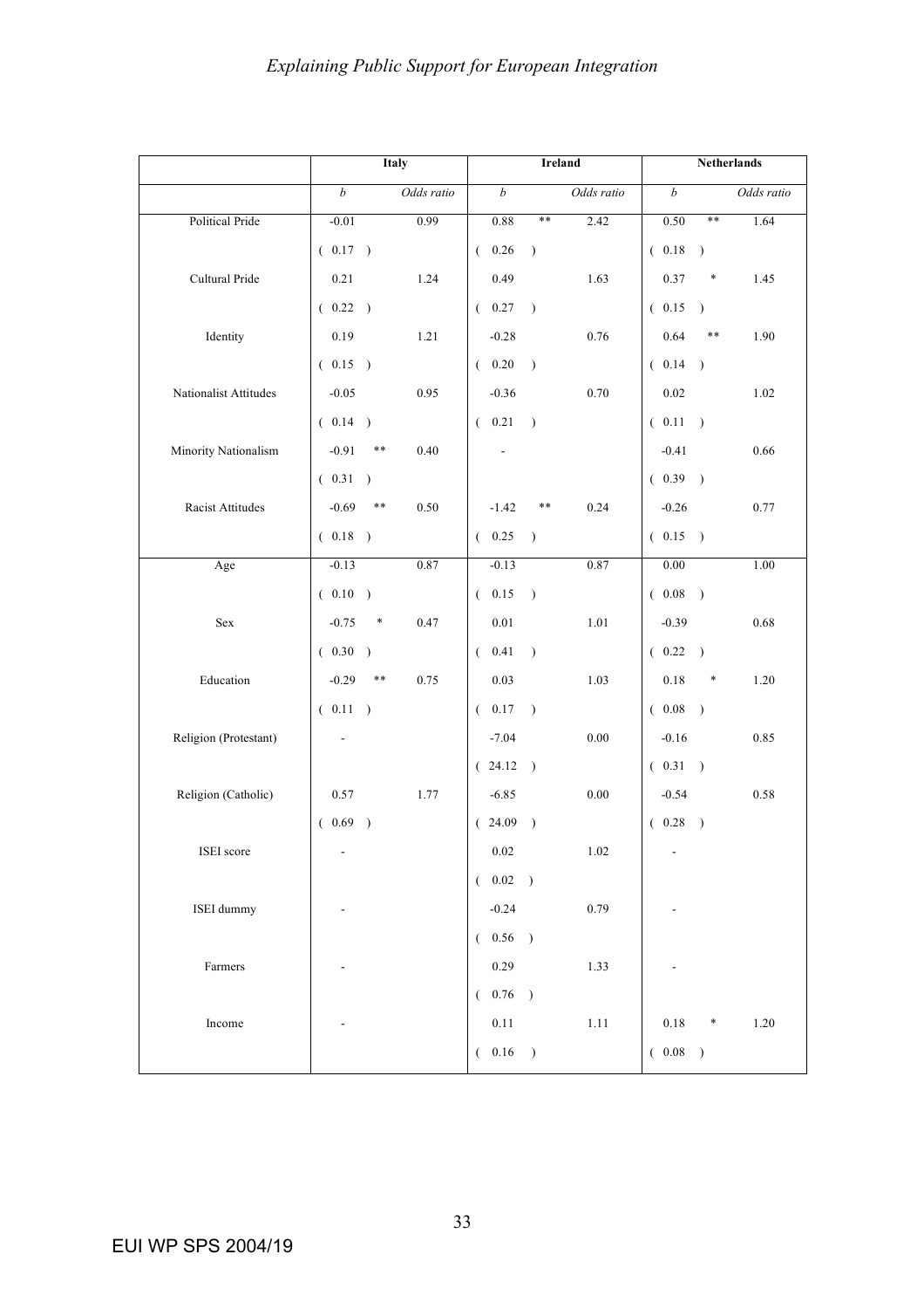| | Italy | | | Ireland | | | Netherlands | | |
|---|---|---|---|---|---|---|---|---|---|
| | *b* | | *Odds ratio* | *b* | | *Odds ratio* | *b* | | *Odds ratio* |
| Political Pride | -0.01 | | 0.99 | 0.88 | ** | 2.42 | 0.50 | ** | 1.64 |
| | ( 0.17 ) | | | ( 0.26 ) | | | ( 0.18 ) | | |
| Cultural Pride | 0.21 | | 1.24 | 0.49 | | 1.63 | 0.37 | * | 1.45 |
| | ( 0.22 ) | | | ( 0.27 ) | | | ( 0.15 ) | | |
| Identity | 0.19 | | 1.21 | -0.28 | | 0.76 | 0.64 | ** | 1.90 |
| | ( 0.15 ) | | | ( 0.20 ) | | | ( 0.14 ) | | |
| Nationalist Attitudes | -0.05 | | 0.95 | -0.36 | | 0.70 | 0.02 | | 1.02 |
| | ( 0.14 ) | | | ( 0.21 ) | | | ( 0.11 ) | | |
| Minority Nationalism | -0.91 | ** | 0.40 | - | | | -0.41 | | 0.66 |
| | ( 0.31 ) | | | | | | ( 0.39 ) | | |
| Racist Attitudes | -0.69 | ** | 0.50 | -1.42 | ** | 0.24 | -0.26 | | 0.77 |
| | ( 0.18 ) | | | ( 0.25 ) | | | ( 0.15 ) | | |
| Age | -0.13 | | 0.87 | -0.13 | | 0.87 | 0.00 | | 1.00 |
| | ( 0.10 ) | | | ( 0.15 ) | | | ( 0.08 ) | | |
| Sex | -0.75 | * | 0.47 | 0.01 | | 1.01 | -0.39 | | 0.68 |
| | ( 0.30 ) | | | ( 0.41 ) | | | ( 0.22 ) | | |
| Education | -0.29 | ** | 0.75 | 0.03 | | 1.03 | 0.18 | * | 1.20 |
| | ( 0.11 ) | | | ( 0.17 ) | | | ( 0.08 ) | | |
| Religion (Protestant) | - | | | -7.04 | | 0.00 | -0.16 | | 0.85 |
| | | | | ( 24.12 ) | | | ( 0.31 ) | | |
| Religion (Catholic) | 0.57 | | 1.77 | -6.85 | | 0.00 | -0.54 | | 0.58 |
| | ( 0.69 ) | | | ( 24.09 ) | | | ( 0.28 ) | | |
| ISEI score | - | | | 0.02 | | 1.02 | - | | |
| | | | | ( 0.02 ) | | | | | |
| ISEI dummy | - | | | -0.24 | | 0.79 | - | | |
| | | | | ( 0.56 ) | | | | | |
| Farmers | - | | | 0.29 | | 1.33 | - | | |
| | | | | ( 0.76 ) | | | | | |
| Income | - | | | 0.11 | | 1.11 | 0.18 | * | 1.20 |
| | | | | ( 0.16 ) | | | ( 0.08 ) | | |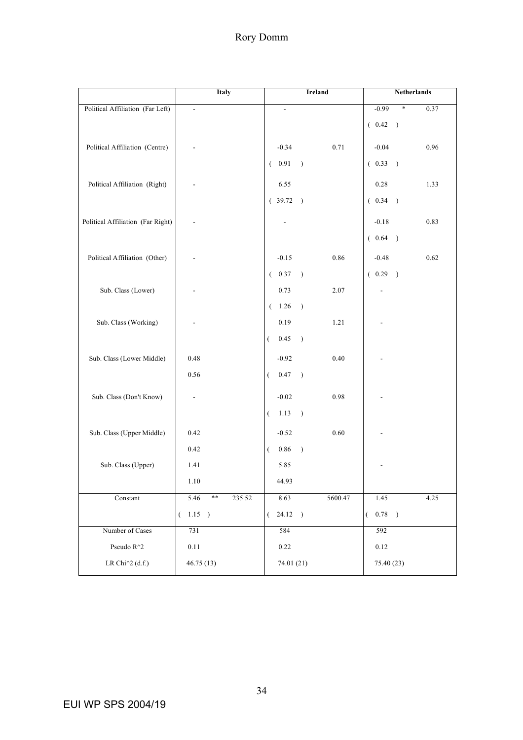| | Italy | | | Ireland | | | Netherlands | | |
|---|---|---|---|---|---|---|---|---|---|
| Political Affiliation (Far Left) | - | | | - | | | -0.99 | * | 0.37 |
| | | | | | | | ( 0.42 ) | | |
| Political Affiliation (Centre) | - | | | -0.34 | | 0.71 | -0.04 | | 0.96 |
| | | | | ( 0.91 ) | | | ( 0.33 ) | | |
| Political Affiliation (Right) | - | | | 6.55 | | | 0.28 | | 1.33 |
| | | | | ( 39.72 ) | | | ( 0.34 ) | | |
| Political Affiliation (Far Right) | - | | | - | | | -0.18 | | 0.83 |
| | | | | | | | ( 0.64 ) | | |
| Political Affiliation (Other) | - | | | -0.15 | | 0.86 | -0.48 | | 0.62 |
| | | | | ( 0.37 ) | | | ( 0.29 ) | | |
| Sub. Class (Lower) | - | | | 0.73 | | 2.07 | - | | |
| | | | | ( 1.26 ) | | | | | |
| Sub. Class (Working) | - | | | 0.19 | | 1.21 | - | | |
| | | | | ( 0.45 ) | | | | | |
| Sub. Class (Lower Middle) | 0.48 | | | -0.92 | | 0.40 | - | | |
| | 0.56 | | | ( 0.47 ) | | | | | |
| Sub. Class (Don't Know) | - | | | -0.02 | | 0.98 | - | | |
| | | | | ( 1.13 ) | | | | | |
| Sub. Class (Upper Middle) | 0.42 | | | -0.52 | | 0.60 | - | | |
| | 0.42 | | | ( 0.86 ) | | | | | |
| Sub. Class (Upper) | 1.41 | | | 5.85 | | | - | | |
| | 1.10 | | | 44.93 | | | | | |
| Constant | 5.46 | ** | 235.52 | 8.63 | | 5600.47 | 1.45 | | 4.25 |
| | ( 1.15 ) | | | ( 24.12 ) | | | ( 0.78 ) | | |
| Number of Cases | 731 | | | 584 | | | 592 | | |
| Pseudo R^2 | 0.11 | | | 0.22 | | | 0.12 | | |
| LR Chi^2 (d.f.) | 46.75 (13) | | | 74.01 (21) | | | 75.40 (23) | | |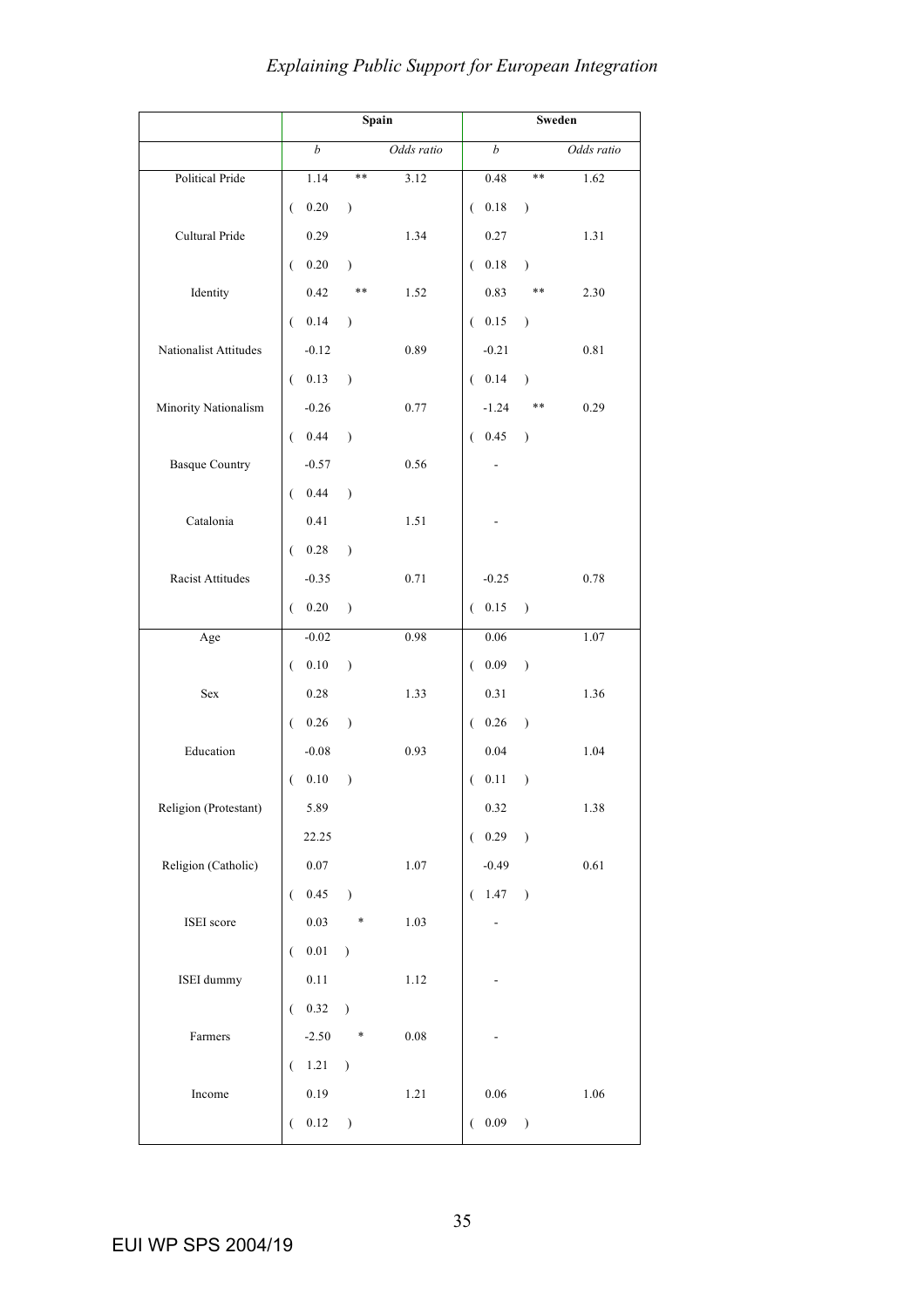| | Spain | | | Sweden | | |
|---|---|---|---|---|---|---|
| | *b* | | *Odds ratio* | *b* | | *Odds ratio* |
| Political Pride | 1.14 | ** | 3.12 | 0.48 | ** | 1.62 |
| | ( 0.20 ) | | | ( 0.18 ) | | |
| Cultural Pride | 0.29 | | 1.34 | 0.27 | | 1.31 |
| | ( 0.20 ) | | | ( 0.18 ) | | |
| Identity | 0.42 | ** | 1.52 | 0.83 | ** | 2.30 |
| | ( 0.14 ) | | | ( 0.15 ) | | |
| Nationalist Attitudes | -0.12 | | 0.89 | -0.21 | | 0.81 |
| | ( 0.13 ) | | | ( 0.14 ) | | |
| Minority Nationalism | -0.26 | | 0.77 | -1.24 | ** | 0.29 |
| | ( 0.44 ) | | | ( 0.45 ) | | |
| Basque Country | -0.57 | | 0.56 | - | | |
| | ( 0.44 ) | | | | | |
| Catalonia | 0.41 | | 1.51 | - | | |
| | ( 0.28 ) | | | | | |
| Racist Attitudes | -0.35 | | 0.71 | -0.25 | | 0.78 |
| | ( 0.20 ) | | | ( 0.15 ) | | |
| Age | -0.02 | | 0.98 | 0.06 | | 1.07 |
| | ( 0.10 ) | | | ( 0.09 ) | | |
| Sex | 0.28 | | 1.33 | 0.31 | | 1.36 |
| | ( 0.26 ) | | | ( 0.26 ) | | |
| Education | -0.08 | | 0.93 | 0.04 | | 1.04 |
| | ( 0.10 ) | | | ( 0.11 ) | | |
| Religion (Protestant) | 5.89 | | | 0.32 | | 1.38 |
| | 22.25 | | | ( 0.29 ) | | |
| Religion (Catholic) | 0.07 | | 1.07 | -0.49 | | 0.61 |
| | ( 0.45 ) | | | ( 1.47 ) | | |
| ISEI score | 0.03 | * | 1.03 | - | | |
| | ( 0.01 ) | | | | | |
| ISEI dummy | 0.11 | | 1.12 | - | | |
| | ( 0.32 ) | | | | | |
| Farmers | -2.50 | * | 0.08 | - | | |
| | ( 1.21 ) | | | | | |
| Income | 0.19 | | 1.21 | 0.06 | | 1.06 |
| | ( 0.12 ) | | | ( 0.09 ) | | |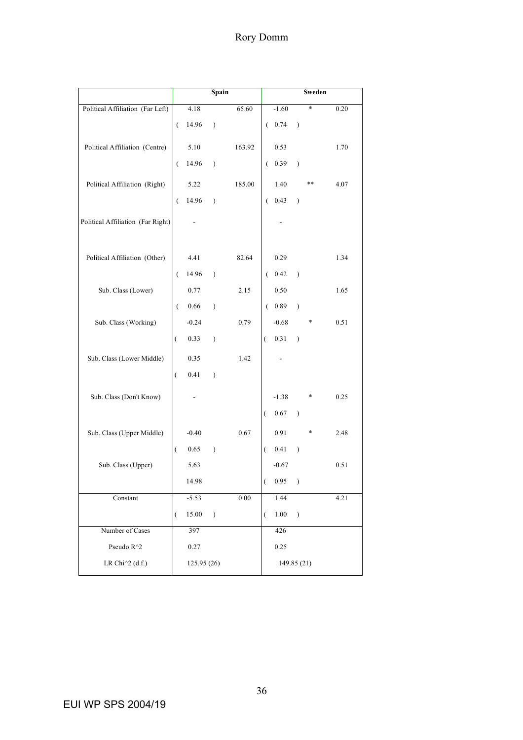| | Spain | | | Sweden | | |
|---|---|---|---|---|---|---|
| Political Affiliation (Far Left) | 4.18 | | 65.60 | -1.60 | * | 0.20 |
| | ( 14.96 ) | | | ( 0.74 ) | | |
| Political Affiliation (Centre) | 5.10 | | 163.92 | 0.53 | | 1.70 |
| | ( 14.96 ) | | | ( 0.39 ) | | |
| Political Affiliation (Right) | 5.22 | | 185.00 | 1.40 | ** | 4.07 |
| | ( 14.96 ) | | | ( 0.43 ) | | |
| Political Affiliation (Far Right) | - | | | - | | |
| Political Affiliation (Other) | 4.41 | | 82.64 | 0.29 | | 1.34 |
| | ( 14.96 ) | | | ( 0.42 ) | | |
| Sub. Class (Lower) | 0.77 | | 2.15 | 0.50 | | 1.65 |
| | ( 0.66 ) | | | ( 0.89 ) | | |
| Sub. Class (Working) | -0.24 | | 0.79 | -0.68 | * | 0.51 |
| | ( 0.33 ) | | | ( 0.31 ) | | |
| Sub. Class (Lower Middle) | 0.35 | | 1.42 | - | | |
| | ( 0.41 ) | | | | | |
| Sub. Class (Don't Know) | - | | | -1.38 | * | 0.25 |
| | | | | ( 0.67 ) | | |
| Sub. Class (Upper Middle) | -0.40 | | 0.67 | 0.91 | * | 2.48 |
| | ( 0.65 ) | | | ( 0.41 ) | | |
| Sub. Class (Upper) | 5.63 | | | -0.67 | | 0.51 |
| | 14.98 | | | ( 0.95 ) | | |
| Constant | -5.53 | | 0.00 | 1.44 | | 4.21 |
| | ( 15.00 ) | | | ( 1.00 ) | | |
| Number of Cases | 397 | | | 426 | | |
| Pseudo $R^2$ | 0.27 | | | 0.25 | | |
| LR $Chi^2$ (d.f.) | 125.95 (26) | | | 149.85 (21) | | |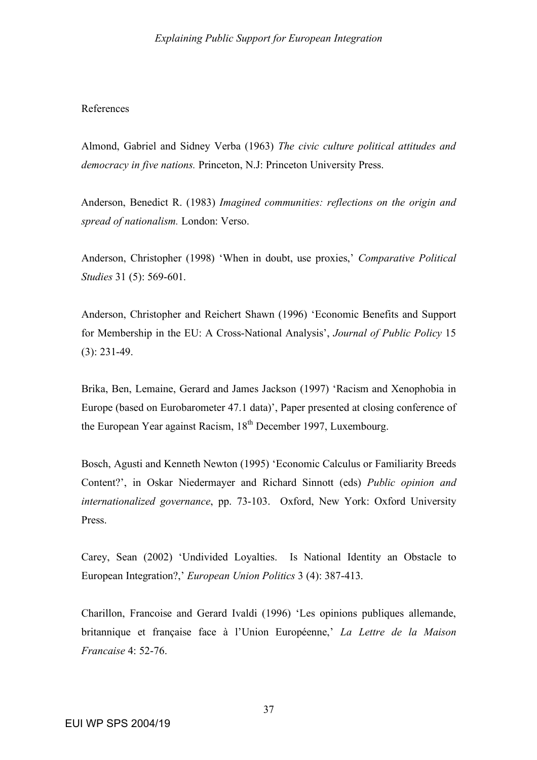References

Almond, Gabriel and Sidney Verba (1963) *The civic culture political attitudes and democracy in five nations.* Princeton, N.J: Princeton University Press.

Anderson, Benedict R. (1983) *Imagined communities: reflections on the origin and spread of nationalism.* London: Verso.

Anderson, Christopher (1998) 'When in doubt, use proxies,' *Comparative Political Studies* 31 (5): 569-601.

Anderson, Christopher and Reichert Shawn (1996) 'Economic Benefits and Support for Membership in the EU: A Cross-National Analysis', *Journal of Public Policy* 15 (3): 231-49.

Brika, Ben, Lemaine, Gerard and James Jackson (1997) 'Racism and Xenophobia in Europe (based on Eurobarometer 47.1 data)', Paper presented at closing conference of the European Year against Racism, 18th December 1997, Luxembourg.

Bosch, Agusti and Kenneth Newton (1995) 'Economic Calculus or Familiarity Breeds Content?', in Oskar Niedermayer and Richard Sinnott (eds) *Public opinion and internationalized governance*, pp. 73-103. Oxford, New York: Oxford University Press.

Carey, Sean (2002) 'Undivided Loyalties. Is National Identity an Obstacle to European Integration?,' *European Union Politics* 3 (4): 387-413.

Charillon, Francoise and Gerard Ivaldi (1996) 'Les opinions publiques allemande, britannique et française face à l'Union Européenne,' *La Lettre de la Maison Francaise* 4: 52-76.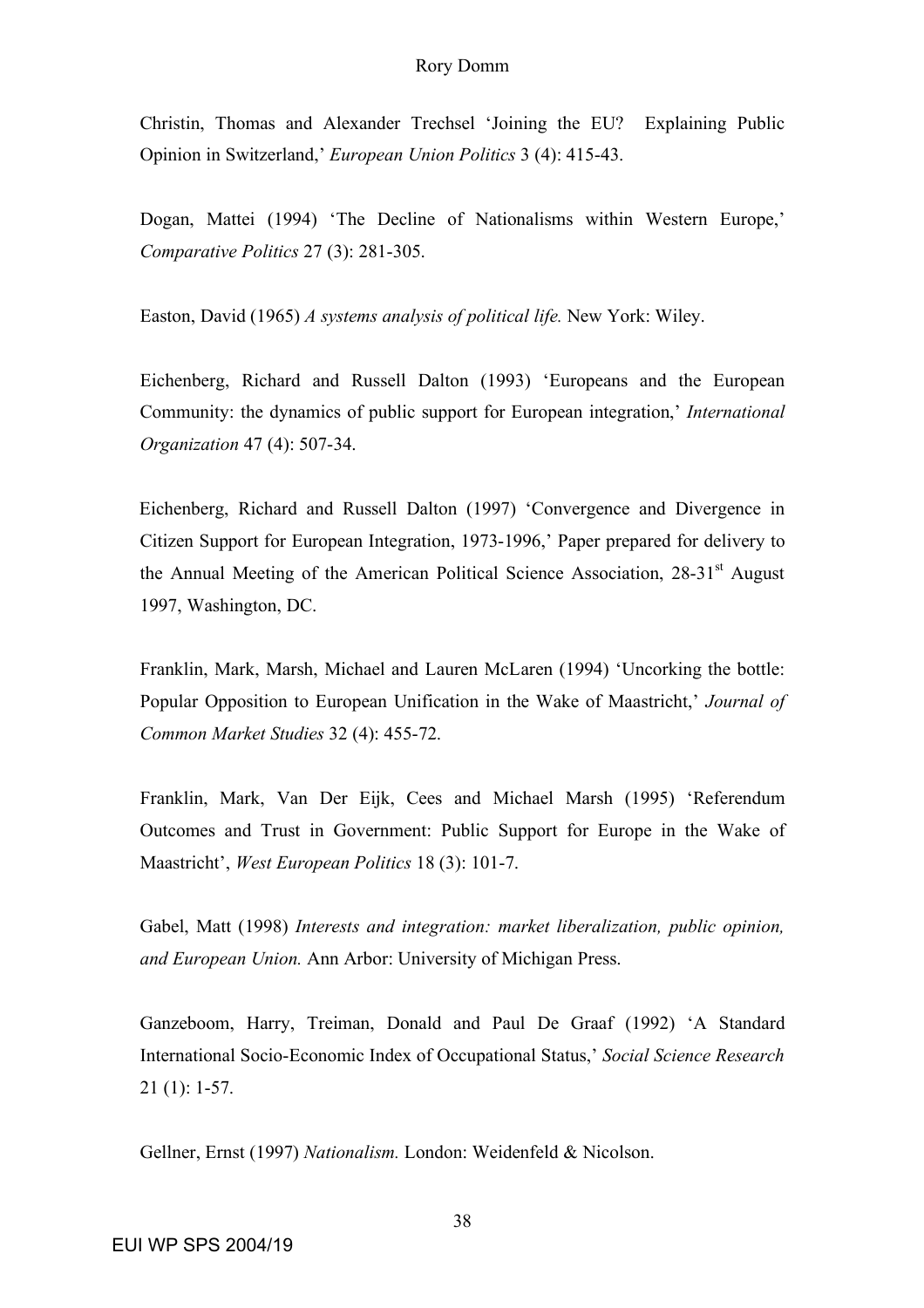Christin, Thomas and Alexander Trechsel 'Joining the EU? Explaining Public Opinion in Switzerland,' *European Union Politics* 3 (4): 415-43.

Dogan, Mattei (1994) 'The Decline of Nationalisms within Western Europe,' *Comparative Politics* 27 (3): 281-305.

Easton, David (1965) *A systems analysis of political life.* New York: Wiley.

Eichenberg, Richard and Russell Dalton (1993) 'Europeans and the European Community: the dynamics of public support for European integration,' *International Organization* 47 (4): 507-34.

Eichenberg, Richard and Russell Dalton (1997) 'Convergence and Divergence in Citizen Support for European Integration, 1973-1996,' Paper prepared for delivery to the Annual Meeting of the American Political Science Association, 28-31st August 1997, Washington, DC.

Franklin, Mark, Marsh, Michael and Lauren McLaren (1994) 'Uncorking the bottle: Popular Opposition to European Unification in the Wake of Maastricht,' *Journal of Common Market Studies* 32 (4): 455-72.

Franklin, Mark, Van Der Eijk, Cees and Michael Marsh (1995) 'Referendum Outcomes and Trust in Government: Public Support for Europe in the Wake of Maastricht', *West European Politics* 18 (3): 101-7.

Gabel, Matt (1998) *Interests and integration: market liberalization, public opinion, and European Union.* Ann Arbor: University of Michigan Press.

Ganzeboom, Harry, Treiman, Donald and Paul De Graaf (1992) 'A Standard International Socio-Economic Index of Occupational Status,' *Social Science Research* 21 (1): 1-57.

Gellner, Ernst (1997) *Nationalism.* London: Weidenfeld & Nicolson.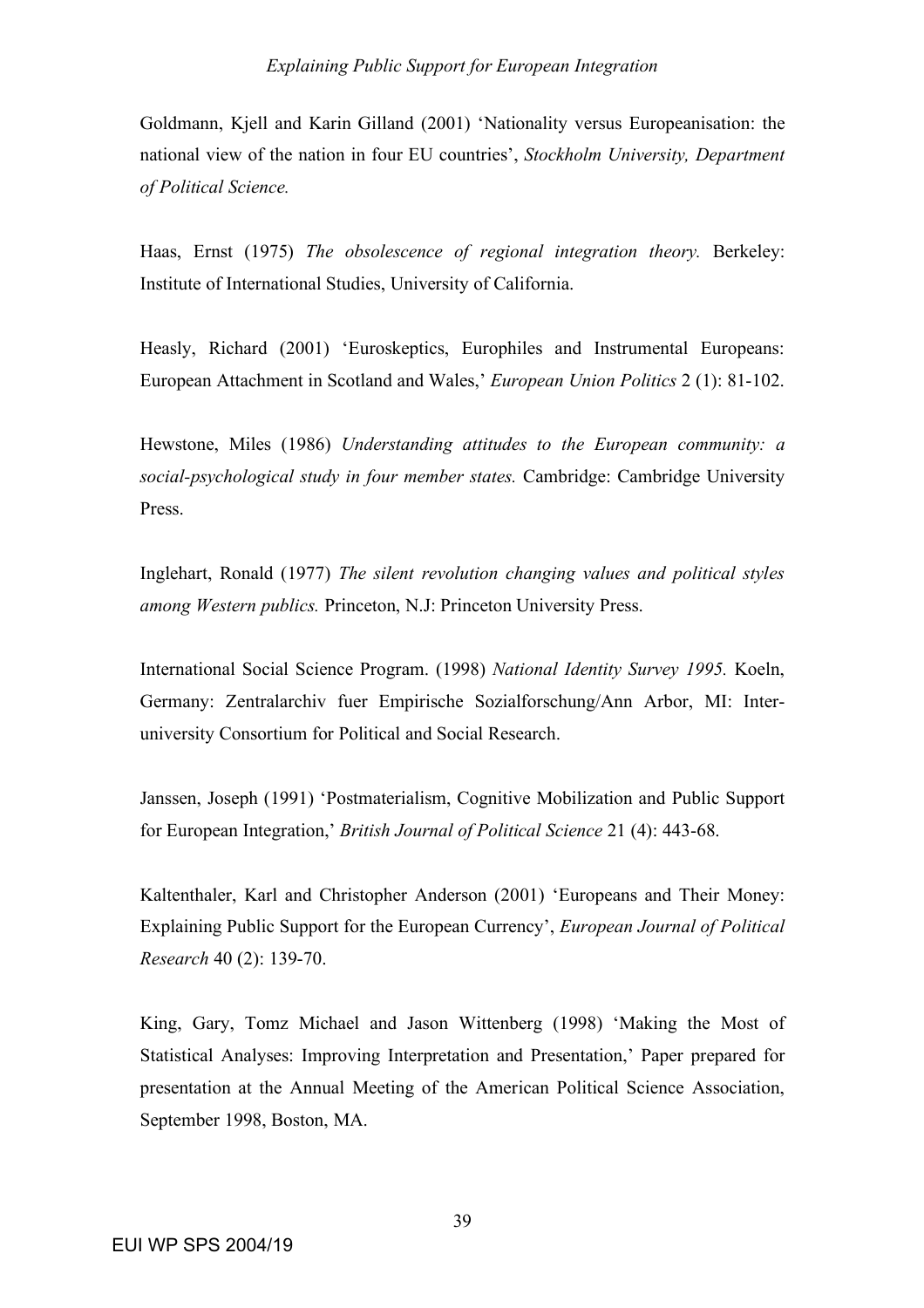Goldmann, Kjell and Karin Gilland (2001) 'Nationality versus Europeanisation: the national view of the nation in four EU countries', *Stockholm University, Department of Political Science.*

Haas, Ernst (1975) *The obsolescence of regional integration theory.* Berkeley: Institute of International Studies, University of California.

Heasly, Richard (2001) 'Euroskeptics, Europhiles and Instrumental Europeans: European Attachment in Scotland and Wales,' *European Union Politics* 2 (1): 81-102.

Hewstone, Miles (1986) *Understanding attitudes to the European community: a social-psychological study in four member states.* Cambridge: Cambridge University Press.

Inglehart, Ronald (1977) *The silent revolution changing values and political styles among Western publics.* Princeton, N.J: Princeton University Press.

International Social Science Program. (1998) *National Identity Survey 1995.* Koeln, Germany: Zentralarchiv fuer Empirische Sozialforschung/Ann Arbor, MI: Inter-university Consortium for Political and Social Research.

Janssen, Joseph (1991) 'Postmaterialism, Cognitive Mobilization and Public Support for European Integration,' *British Journal of Political Science* 21 (4): 443-68.

Kaltenthaler, Karl and Christopher Anderson (2001) 'Europeans and Their Money: Explaining Public Support for the European Currency', *European Journal of Political Research* 40 (2): 139-70.

King, Gary, Tomz Michael and Jason Wittenberg (1998) 'Making the Most of Statistical Analyses: Improving Interpretation and Presentation,' Paper prepared for presentation at the Annual Meeting of the American Political Science Association, September 1998, Boston, MA.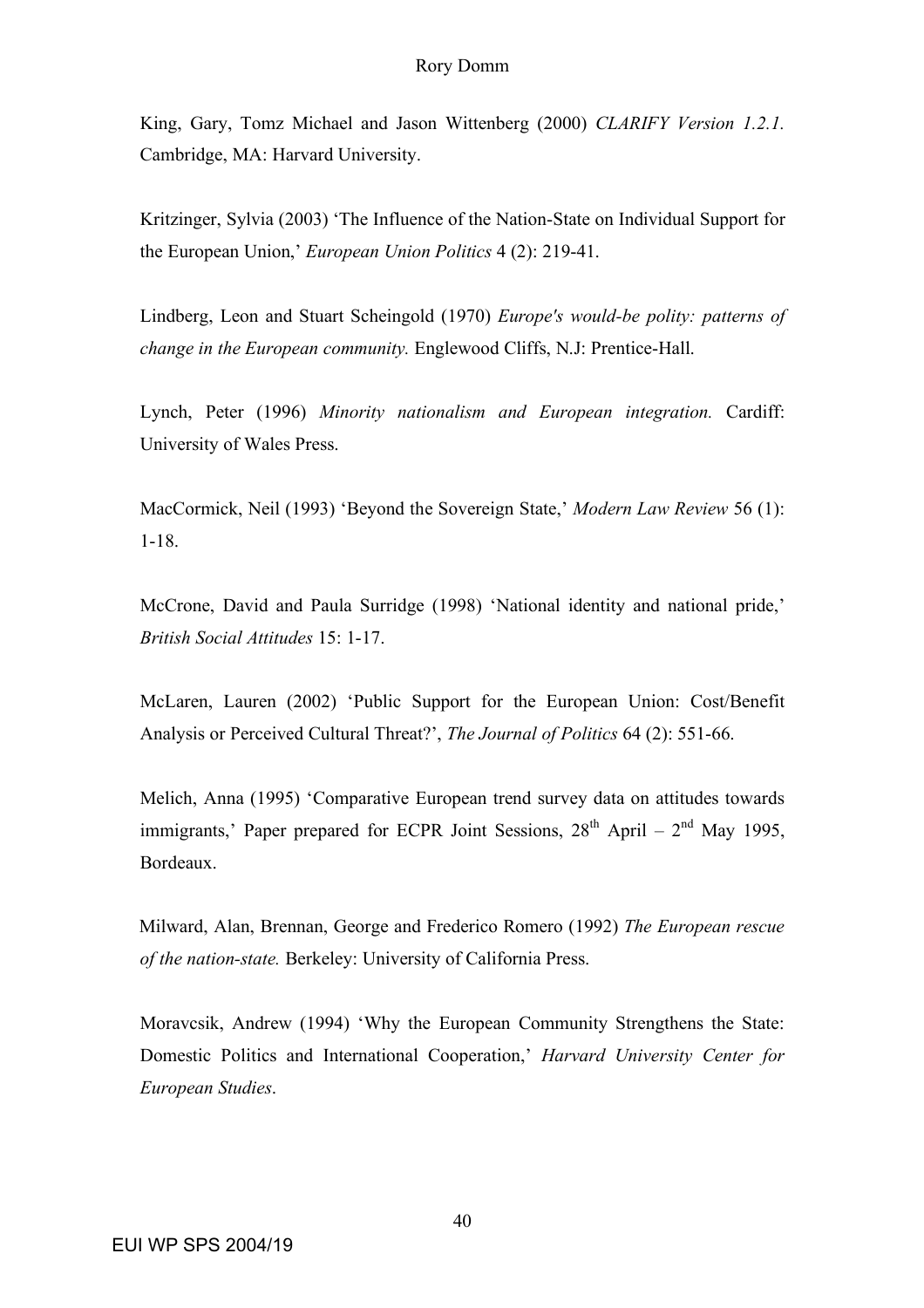King, Gary, Tomz Michael and Jason Wittenberg (2000) *CLARIFY Version 1.2.1.* Cambridge, MA: Harvard University.

Kritzinger, Sylvia (2003) 'The Influence of the Nation-State on Individual Support for the European Union,' *European Union Politics* 4 (2): 219-41.

Lindberg, Leon and Stuart Scheingold (1970) *Europe's would-be polity: patterns of change in the European community.* Englewood Cliffs, N.J: Prentice-Hall.

Lynch, Peter (1996) *Minority nationalism and European integration.* Cardiff: University of Wales Press.

MacCormick, Neil (1993) 'Beyond the Sovereign State,' *Modern Law Review* 56 (1): 1-18.

McCrone, David and Paula Surridge (1998) 'National identity and national pride,' *British Social Attitudes* 15: 1-17.

McLaren, Lauren (2002) 'Public Support for the European Union: Cost/Benefit Analysis or Perceived Cultural Threat?', *The Journal of Politics* 64 (2): 551-66.

Melich, Anna (1995) 'Comparative European trend survey data on attitudes towards immigrants,' Paper prepared for ECPR Joint Sessions, 28th April – 2nd May 1995, Bordeaux.

Milward, Alan, Brennan, George and Frederico Romero (1992) *The European rescue of the nation-state.* Berkeley: University of California Press.

Moravcsik, Andrew (1994) 'Why the European Community Strengthens the State: Domestic Politics and International Cooperation,' *Harvard University Center for European Studies*.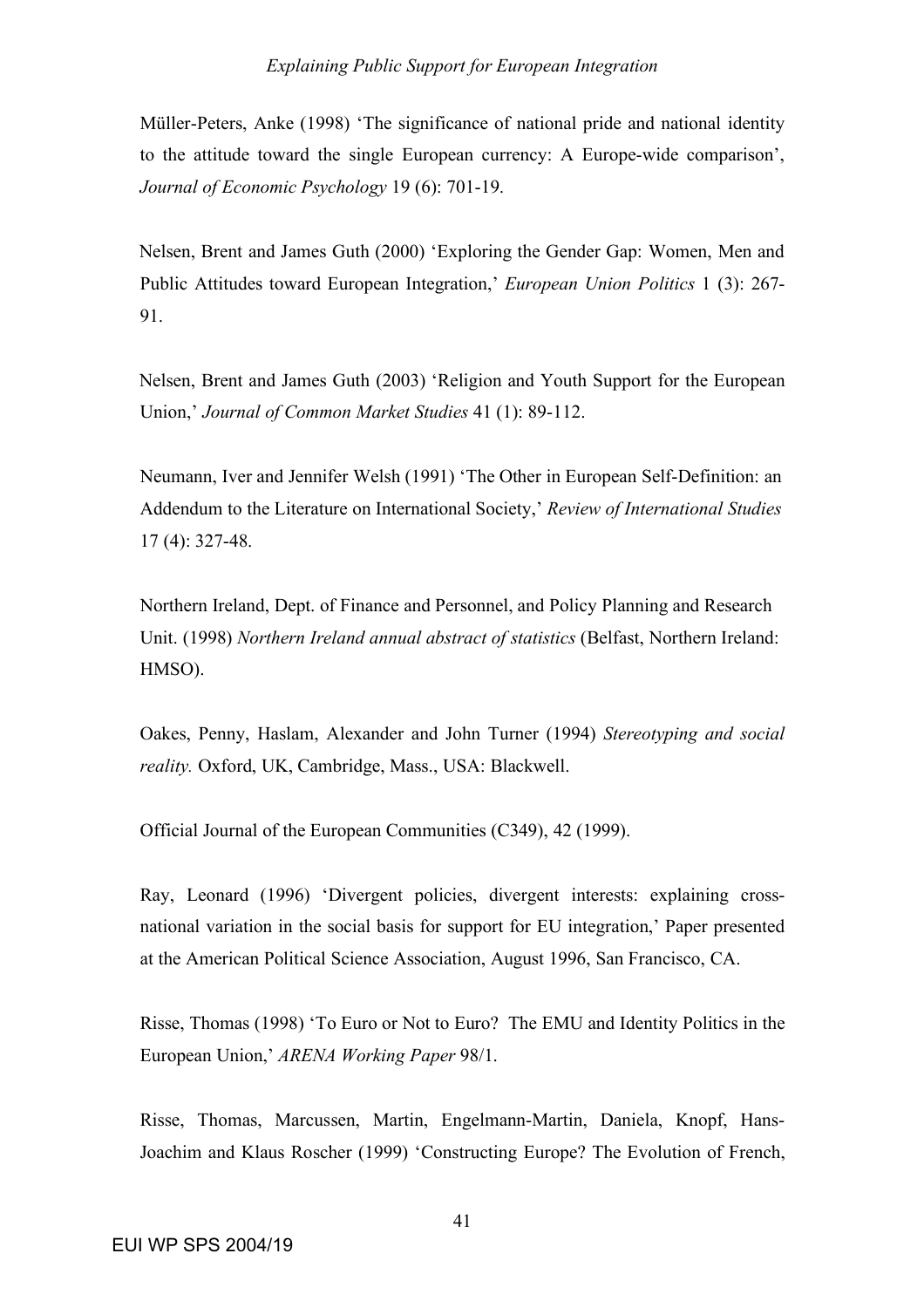Müller-Peters, Anke (1998) 'The significance of national pride and national identity to the attitude toward the single European currency: A Europe-wide comparison', *Journal of Economic Psychology* 19 (6): 701-19.

Nelsen, Brent and James Guth (2000) 'Exploring the Gender Gap: Women, Men and Public Attitudes toward European Integration,' *European Union Politics* 1 (3): 267-91.

Nelsen, Brent and James Guth (2003) 'Religion and Youth Support for the European Union,' *Journal of Common Market Studies* 41 (1): 89-112.

Neumann, Iver and Jennifer Welsh (1991) 'The Other in European Self-Definition: an Addendum to the Literature on International Society,' *Review of International Studies* 17 (4): 327-48.

Northern Ireland, Dept. of Finance and Personnel, and Policy Planning and Research Unit. (1998) *Northern Ireland annual abstract of statistics* (Belfast, Northern Ireland: HMSO).

Oakes, Penny, Haslam, Alexander and John Turner (1994) *Stereotyping and social reality.* Oxford, UK, Cambridge, Mass., USA: Blackwell.

Official Journal of the European Communities (C349), 42 (1999).

Ray, Leonard (1996) 'Divergent policies, divergent interests: explaining cross-national variation in the social basis for support for EU integration,' Paper presented at the American Political Science Association, August 1996, San Francisco, CA.

Risse, Thomas (1998) 'To Euro or Not to Euro? The EMU and Identity Politics in the European Union,' *ARENA Working Paper* 98/1.

Risse, Thomas, Marcussen, Martin, Engelmann-Martin, Daniela, Knopf, Hans-Joachim and Klaus Roscher (1999) 'Constructing Europe? The Evolution of French,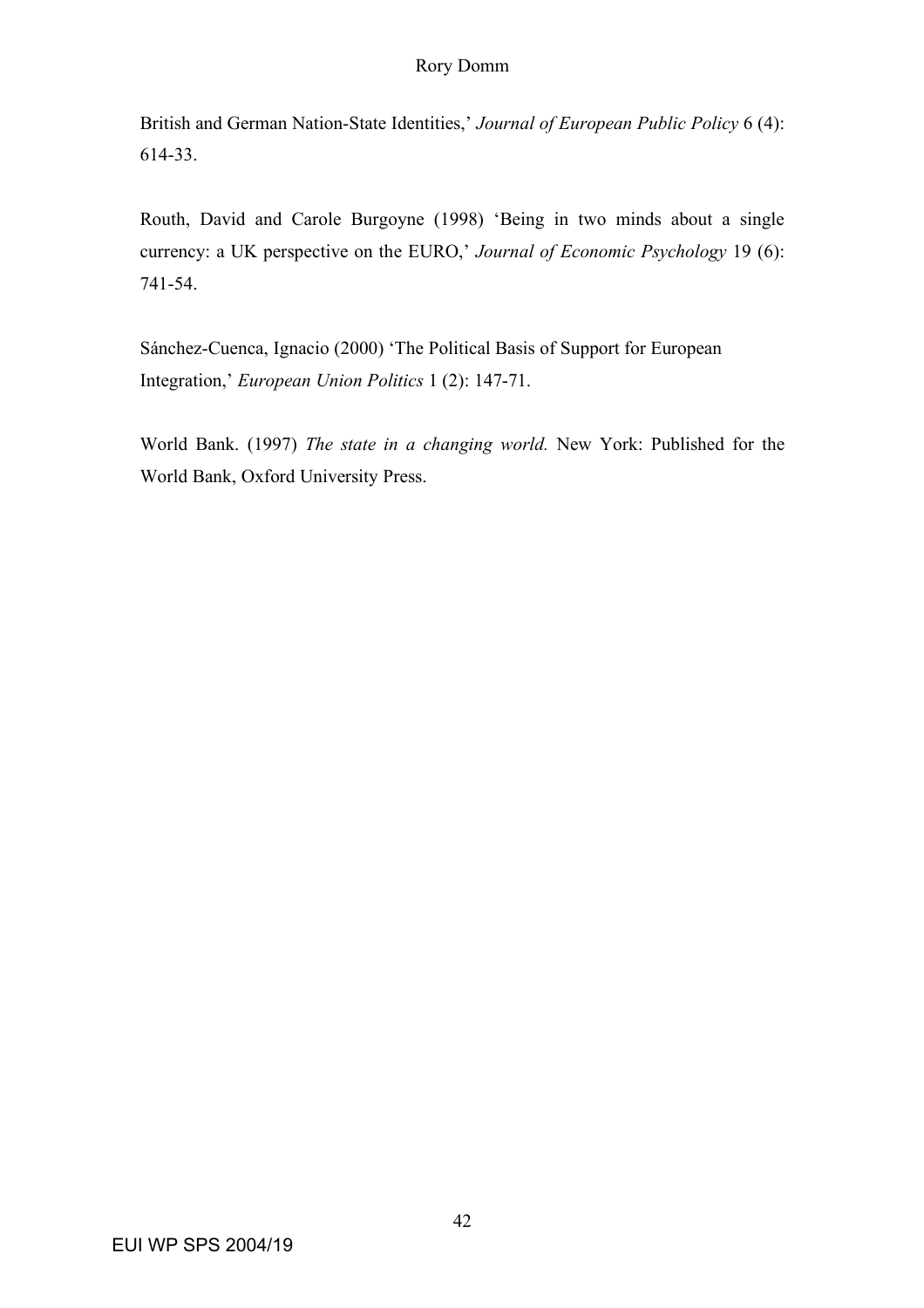British and German Nation-State Identities,' *Journal of European Public Policy* 6 (4): 614-33.

Routh, David and Carole Burgoyne (1998) 'Being in two minds about a single currency: a UK perspective on the EURO,' *Journal of Economic Psychology* 19 (6): 741-54.

Sánchez-Cuenca, Ignacio (2000) 'The Political Basis of Support for European Integration,' *European Union Politics* 1 (2): 147-71.

World Bank. (1997) *The state in a changing world.* New York: Published for the World Bank, Oxford University Press.